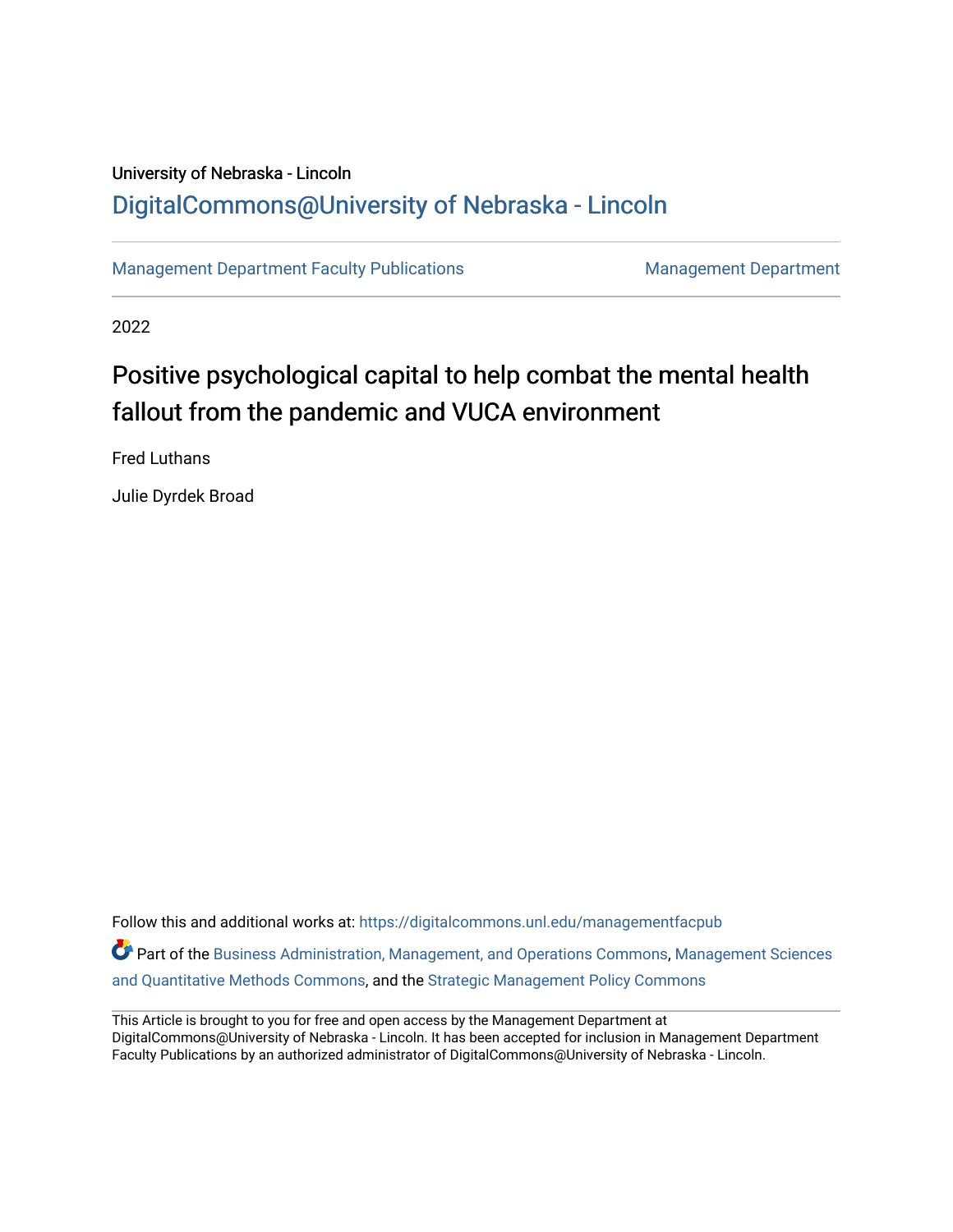University of Nebraska - Lincoln

DigitalCommons@University of Nebraska - Lincoln

Management Department Faculty Publications

Management Department

2022

# Positive psychological capital to help combat the mental health fallout from the pandemic and VUCA environment

Fred Luthans

Julie Dyrdek Broad

Follow this and additional works at: https://digitalcommons.unl.edu/managementfacpub

Part of the Business Administration, Management, and Operations Commons, Management Sciences and Quantitative Methods Commons, and the Strategic Management Policy Commons

This Article is brought to you for free and open access by the Management Department at DigitalCommons@University of Nebraska - Lincoln. It has been accepted for inclusion in Management Department Faculty Publications by an authorized administrator of DigitalCommons@University of Nebraska - Lincoln.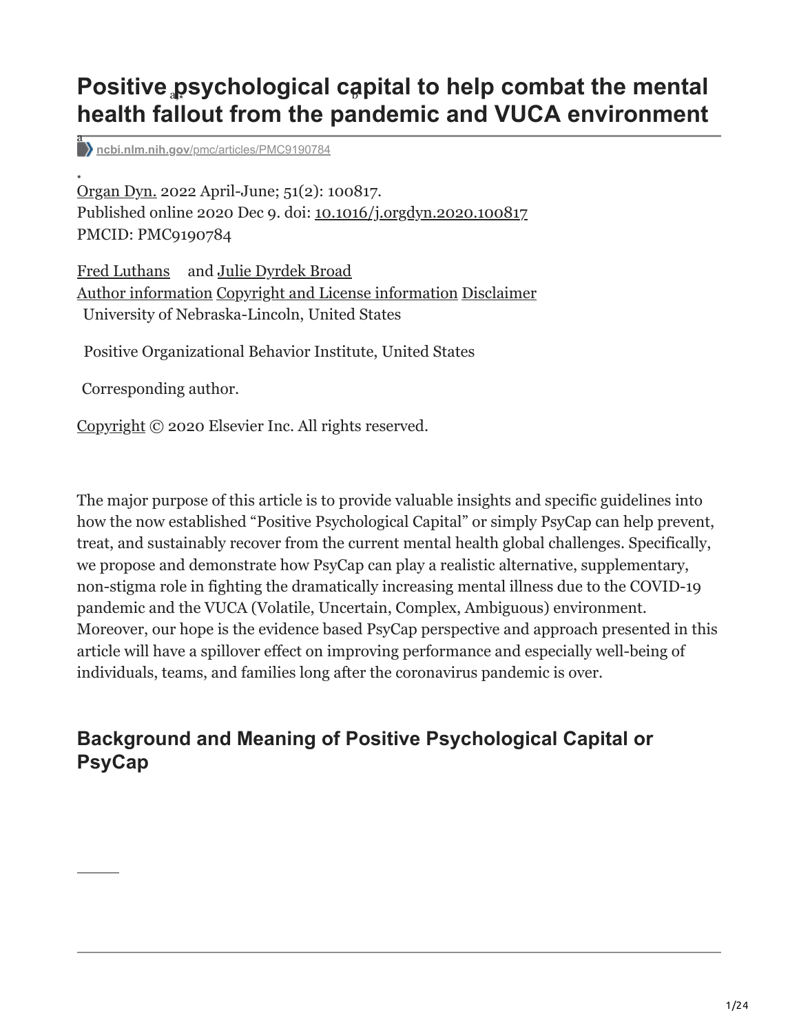# Positive psychological capital to help combat the mental health fallout from the pandemic and VUCA environment

ncbi.nlm.nih.gov/pmc/articles/PMC9190784

Organ Dyn. 2022 April-June; 51(2): 100817.
Published online 2020 Dec 9. doi: 10.1016/j.orgdyn.2020.100817
PMCID: PMC9190784

Fred Luthans[a,*] and Julie Dyrdek Broad[b]

Author information Copyright and License information Disclaimer

[a] University of Nebraska-Lincoln, United States

[b] Positive Organizational Behavior Institute, United States

[*] Corresponding author.

Copyright © 2020 Elsevier Inc. All rights reserved.

The major purpose of this article is to provide valuable insights and specific guidelines into how the now established "Positive Psychological Capital" or simply PsyCap can help prevent, treat, and sustainably recover from the current mental health global challenges. Specifically, we propose and demonstrate how PsyCap can play a realistic alternative, supplementary, non-stigma role in fighting the dramatically increasing mental illness due to the COVID-19 pandemic and the VUCA (Volatile, Uncertain, Complex, Ambiguous) environment. Moreover, our hope is the evidence based PsyCap perspective and approach presented in this article will have a spillover effect on improving performance and especially well-being of individuals, teams, and families long after the coronavirus pandemic is over.

## Background and Meaning of Positive Psychological Capital or PsyCap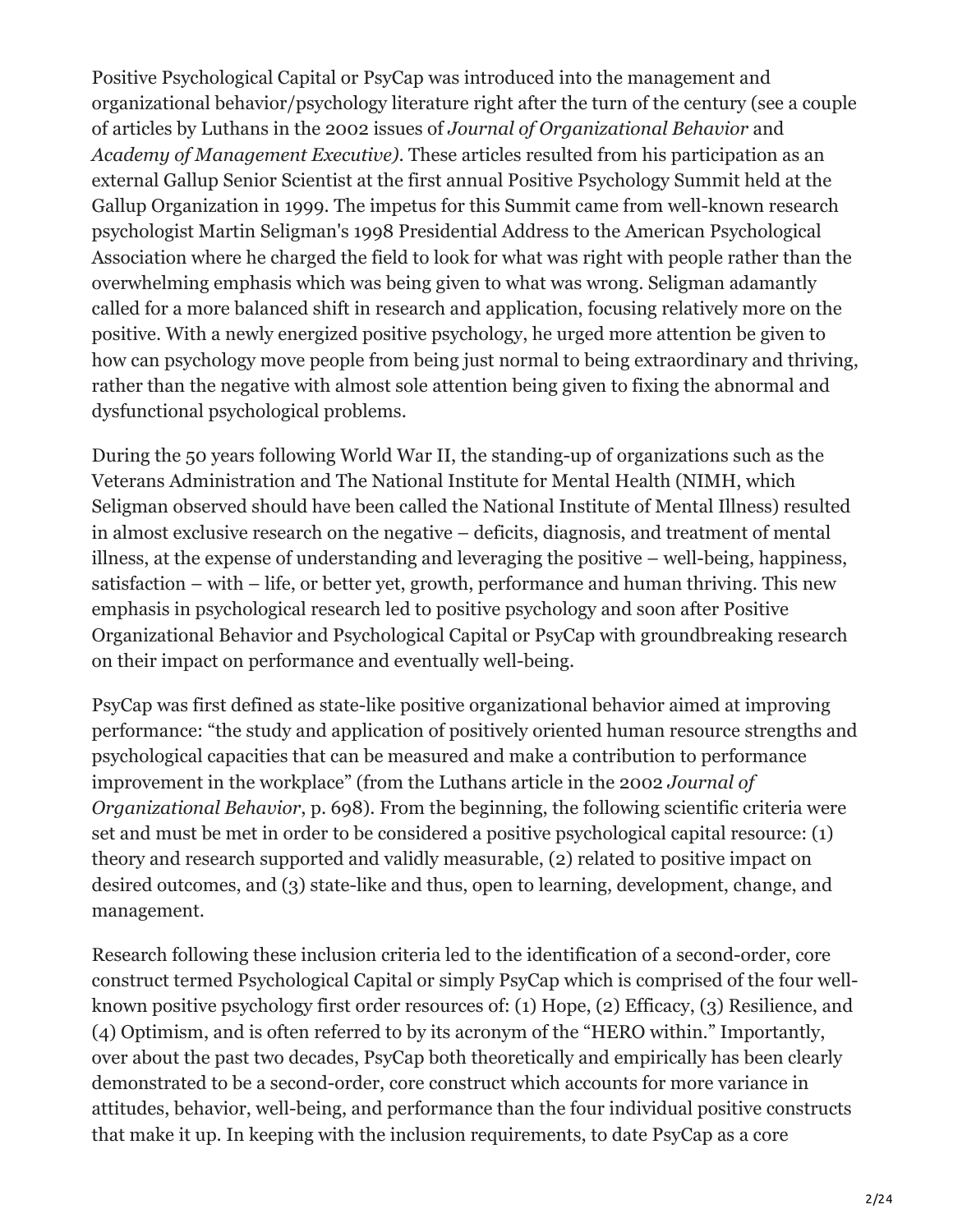Positive Psychological Capital or PsyCap was introduced into the management and organizational behavior/psychology literature right after the turn of the century (see a couple of articles by Luthans in the 2002 issues of *Journal of Organizational Behavior* and *Academy of Management Executive)*. These articles resulted from his participation as an external Gallup Senior Scientist at the first annual Positive Psychology Summit held at the Gallup Organization in 1999. The impetus for this Summit came from well-known research psychologist Martin Seligman's 1998 Presidential Address to the American Psychological Association where he charged the field to look for what was right with people rather than the overwhelming emphasis which was being given to what was wrong. Seligman adamantly called for a more balanced shift in research and application, focusing relatively more on the positive. With a newly energized positive psychology, he urged more attention be given to how can psychology move people from being just normal to being extraordinary and thriving, rather than the negative with almost sole attention being given to fixing the abnormal and dysfunctional psychological problems.

During the 50 years following World War II, the standing-up of organizations such as the Veterans Administration and The National Institute for Mental Health (NIMH, which Seligman observed should have been called the National Institute of Mental Illness) resulted in almost exclusive research on the negative – deficits, diagnosis, and treatment of mental illness, at the expense of understanding and leveraging the positive – well-being, happiness, satisfaction – with – life, or better yet, growth, performance and human thriving. This new emphasis in psychological research led to positive psychology and soon after Positive Organizational Behavior and Psychological Capital or PsyCap with groundbreaking research on their impact on performance and eventually well-being.

PsyCap was first defined as state-like positive organizational behavior aimed at improving performance: "the study and application of positively oriented human resource strengths and psychological capacities that can be measured and make a contribution to performance improvement in the workplace" (from the Luthans article in the 2002 *Journal of Organizational Behavior*, p. 698). From the beginning, the following scientific criteria were set and must be met in order to be considered a positive psychological capital resource: (1) theory and research supported and validly measurable, (2) related to positive impact on desired outcomes, and (3) state-like and thus, open to learning, development, change, and management.

Research following these inclusion criteria led to the identification of a second-order, core construct termed Psychological Capital or simply PsyCap which is comprised of the four well-known positive psychology first order resources of: (1) Hope, (2) Efficacy, (3) Resilience, and (4) Optimism, and is often referred to by its acronym of the "HERO within." Importantly, over about the past two decades, PsyCap both theoretically and empirically has been clearly demonstrated to be a second-order, core construct which accounts for more variance in attitudes, behavior, well-being, and performance than the four individual positive constructs that make it up. In keeping with the inclusion requirements, to date PsyCap as a core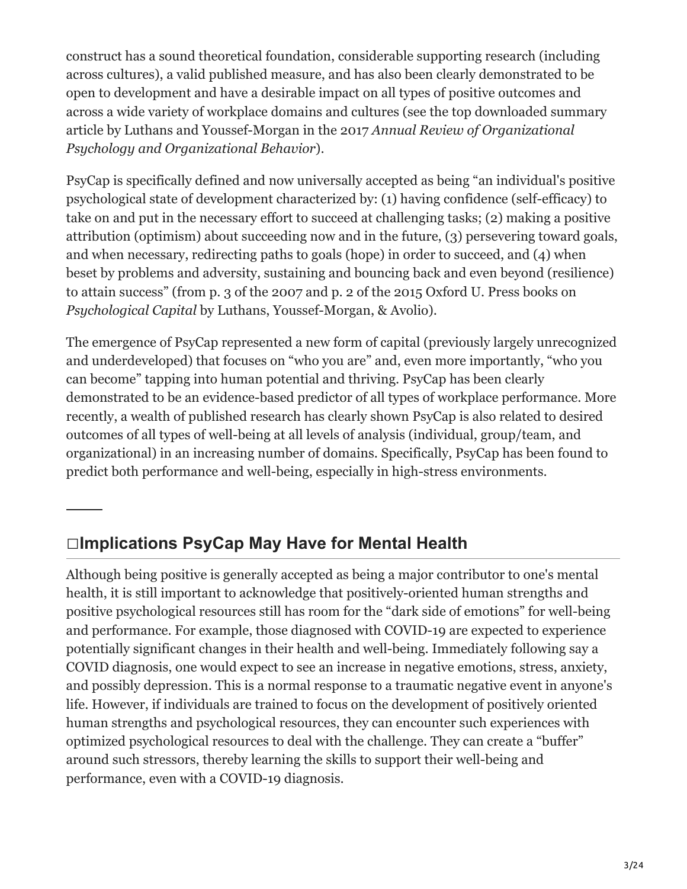construct has a sound theoretical foundation, considerable supporting research (including across cultures), a valid published measure, and has also been clearly demonstrated to be open to development and have a desirable impact on all types of positive outcomes and across a wide variety of workplace domains and cultures (see the top downloaded summary article by Luthans and Youssef-Morgan in the 2017 *Annual Review of Organizational Psychology and Organizational Behavior*).

PsyCap is specifically defined and now universally accepted as being "an individual's positive psychological state of development characterized by: (1) having confidence (self-efficacy) to take on and put in the necessary effort to succeed at challenging tasks; (2) making a positive attribution (optimism) about succeeding now and in the future, (3) persevering toward goals, and when necessary, redirecting paths to goals (hope) in order to succeed, and (4) when beset by problems and adversity, sustaining and bouncing back and even beyond (resilience) to attain success" (from p. 3 of the 2007 and p. 2 of the 2015 Oxford U. Press books on *Psychological Capital* by Luthans, Youssef-Morgan, & Avolio).

The emergence of PsyCap represented a new form of capital (previously largely unrecognized and underdeveloped) that focuses on "who you are" and, even more importantly, "who you can become" tapping into human potential and thriving. PsyCap has been clearly demonstrated to be an evidence-based predictor of all types of workplace performance. More recently, a wealth of published research has clearly shown PsyCap is also related to desired outcomes of all types of well-being at all levels of analysis (individual, group/team, and organizational) in an increasing number of domains. Specifically, PsyCap has been found to predict both performance and well-being, especially in high-stress environments.

---

## □Implications PsyCap May Have for Mental Health

Although being positive is generally accepted as being a major contributor to one's mental health, it is still important to acknowledge that positively-oriented human strengths and positive psychological resources still has room for the "dark side of emotions" for well-being and performance. For example, those diagnosed with COVID-19 are expected to experience potentially significant changes in their health and well-being. Immediately following say a COVID diagnosis, one would expect to see an increase in negative emotions, stress, anxiety, and possibly depression. This is a normal response to a traumatic negative event in anyone's life. However, if individuals are trained to focus on the development of positively oriented human strengths and psychological resources, they can encounter such experiences with optimized psychological resources to deal with the challenge. They can create a "buffer" around such stressors, thereby learning the skills to support their well-being and performance, even with a COVID-19 diagnosis.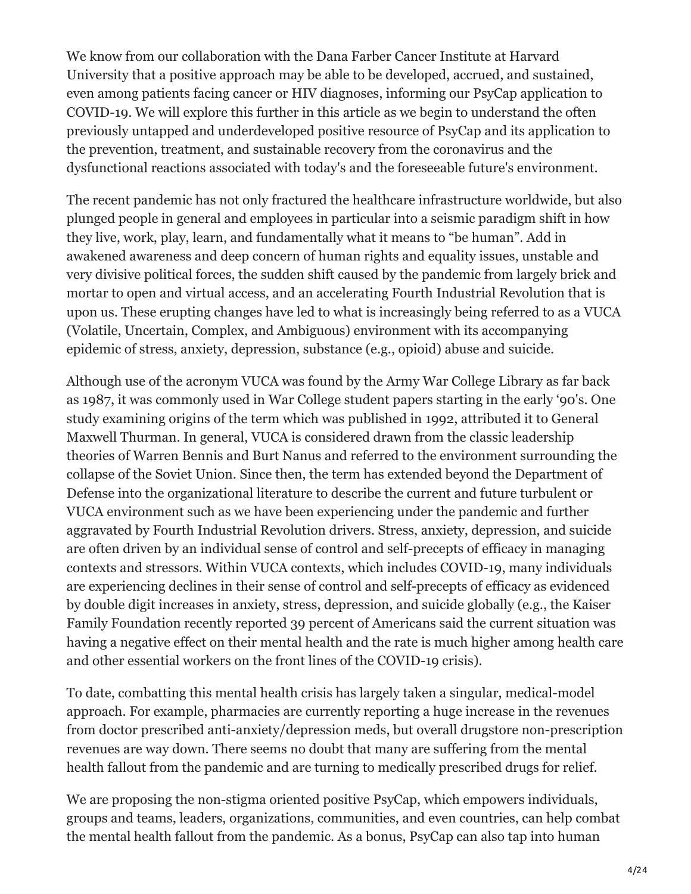We know from our collaboration with the Dana Farber Cancer Institute at Harvard University that a positive approach may be able to be developed, accrued, and sustained, even among patients facing cancer or HIV diagnoses, informing our PsyCap application to COVID-19. We will explore this further in this article as we begin to understand the often previously untapped and underdeveloped positive resource of PsyCap and its application to the prevention, treatment, and sustainable recovery from the coronavirus and the dysfunctional reactions associated with today's and the foreseeable future's environment.

The recent pandemic has not only fractured the healthcare infrastructure worldwide, but also plunged people in general and employees in particular into a seismic paradigm shift in how they live, work, play, learn, and fundamentally what it means to "be human". Add in awakened awareness and deep concern of human rights and equality issues, unstable and very divisive political forces, the sudden shift caused by the pandemic from largely brick and mortar to open and virtual access, and an accelerating Fourth Industrial Revolution that is upon us. These erupting changes have led to what is increasingly being referred to as a VUCA (Volatile, Uncertain, Complex, and Ambiguous) environment with its accompanying epidemic of stress, anxiety, depression, substance (e.g., opioid) abuse and suicide.

Although use of the acronym VUCA was found by the Army War College Library as far back as 1987, it was commonly used in War College student papers starting in the early '90's. One study examining origins of the term which was published in 1992, attributed it to General Maxwell Thurman. In general, VUCA is considered drawn from the classic leadership theories of Warren Bennis and Burt Nanus and referred to the environment surrounding the collapse of the Soviet Union. Since then, the term has extended beyond the Department of Defense into the organizational literature to describe the current and future turbulent or VUCA environment such as we have been experiencing under the pandemic and further aggravated by Fourth Industrial Revolution drivers. Stress, anxiety, depression, and suicide are often driven by an individual sense of control and self-precepts of efficacy in managing contexts and stressors. Within VUCA contexts, which includes COVID-19, many individuals are experiencing declines in their sense of control and self-precepts of efficacy as evidenced by double digit increases in anxiety, stress, depression, and suicide globally (e.g., the Kaiser Family Foundation recently reported 39 percent of Americans said the current situation was having a negative effect on their mental health and the rate is much higher among health care and other essential workers on the front lines of the COVID-19 crisis).

To date, combatting this mental health crisis has largely taken a singular, medical-model approach. For example, pharmacies are currently reporting a huge increase in the revenues from doctor prescribed anti-anxiety/depression meds, but overall drugstore non-prescription revenues are way down. There seems no doubt that many are suffering from the mental health fallout from the pandemic and are turning to medically prescribed drugs for relief.

We are proposing the non-stigma oriented positive PsyCap, which empowers individuals, groups and teams, leaders, organizations, communities, and even countries, can help combat the mental health fallout from the pandemic. As a bonus, PsyCap can also tap into human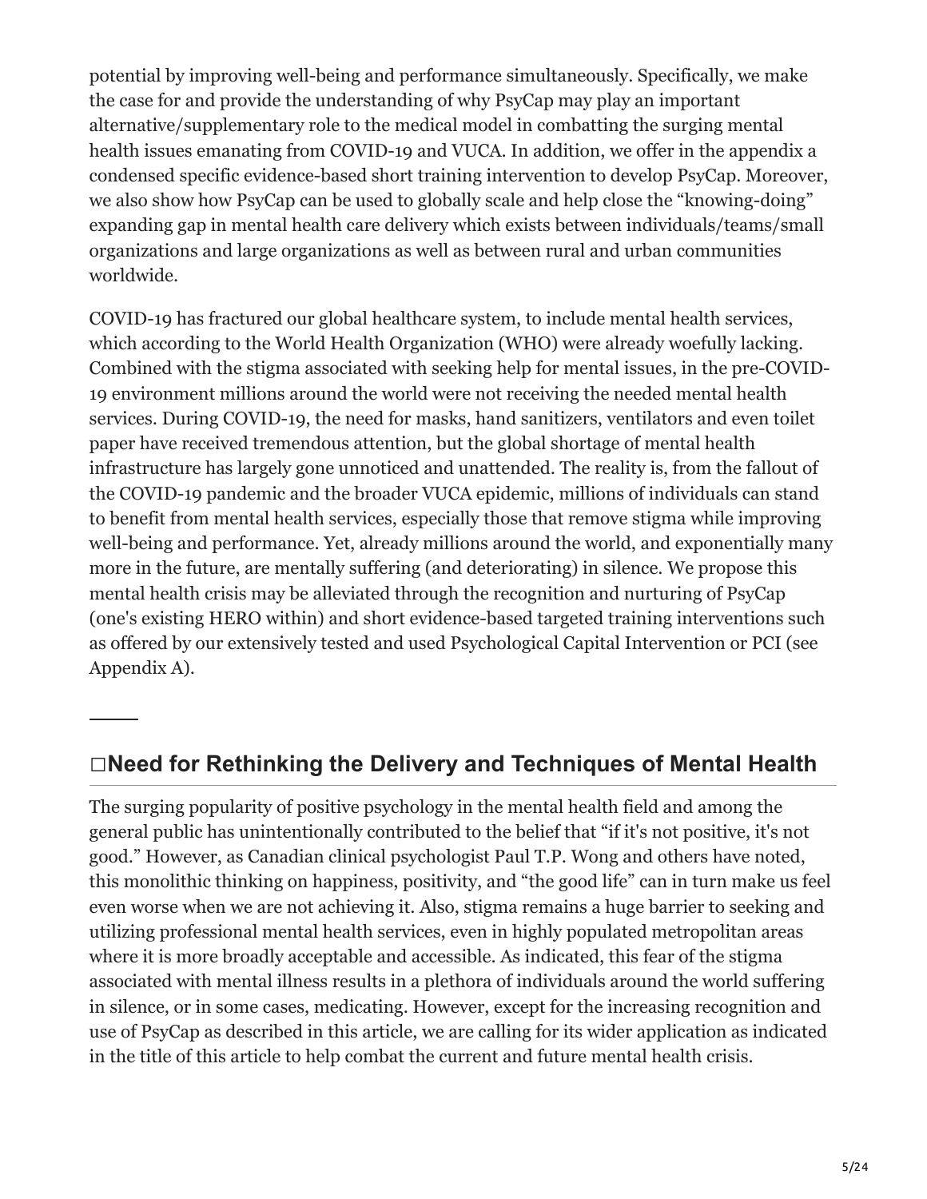potential by improving well-being and performance simultaneously. Specifically, we make the case for and provide the understanding of why PsyCap may play an important alternative/supplementary role to the medical model in combatting the surging mental health issues emanating from COVID-19 and VUCA. In addition, we offer in the appendix a condensed specific evidence-based short training intervention to develop PsyCap. Moreover, we also show how PsyCap can be used to globally scale and help close the "knowing-doing" expanding gap in mental health care delivery which exists between individuals/teams/small organizations and large organizations as well as between rural and urban communities worldwide.

COVID-19 has fractured our global healthcare system, to include mental health services, which according to the World Health Organization (WHO) were already woefully lacking. Combined with the stigma associated with seeking help for mental issues, in the pre-COVID-19 environment millions around the world were not receiving the needed mental health services. During COVID-19, the need for masks, hand sanitizers, ventilators and even toilet paper have received tremendous attention, but the global shortage of mental health infrastructure has largely gone unnoticed and unattended. The reality is, from the fallout of the COVID-19 pandemic and the broader VUCA epidemic, millions of individuals can stand to benefit from mental health services, especially those that remove stigma while improving well-being and performance. Yet, already millions around the world, and exponentially many more in the future, are mentally suffering (and deteriorating) in silence. We propose this mental health crisis may be alleviated through the recognition and nurturing of PsyCap (one's existing HERO within) and short evidence-based targeted training interventions such as offered by our extensively tested and used Psychological Capital Intervention or PCI (see Appendix A).

---

## Need for Rethinking the Delivery and Techniques of Mental Health

The surging popularity of positive psychology in the mental health field and among the general public has unintentionally contributed to the belief that "if it's not positive, it's not good." However, as Canadian clinical psychologist Paul T.P. Wong and others have noted, this monolithic thinking on happiness, positivity, and "the good life" can in turn make us feel even worse when we are not achieving it. Also, stigma remains a huge barrier to seeking and utilizing professional mental health services, even in highly populated metropolitan areas where it is more broadly acceptable and accessible. As indicated, this fear of the stigma associated with mental illness results in a plethora of individuals around the world suffering in silence, or in some cases, medicating. However, except for the increasing recognition and use of PsyCap as described in this article, we are calling for its wider application as indicated in the title of this article to help combat the current and future mental health crisis.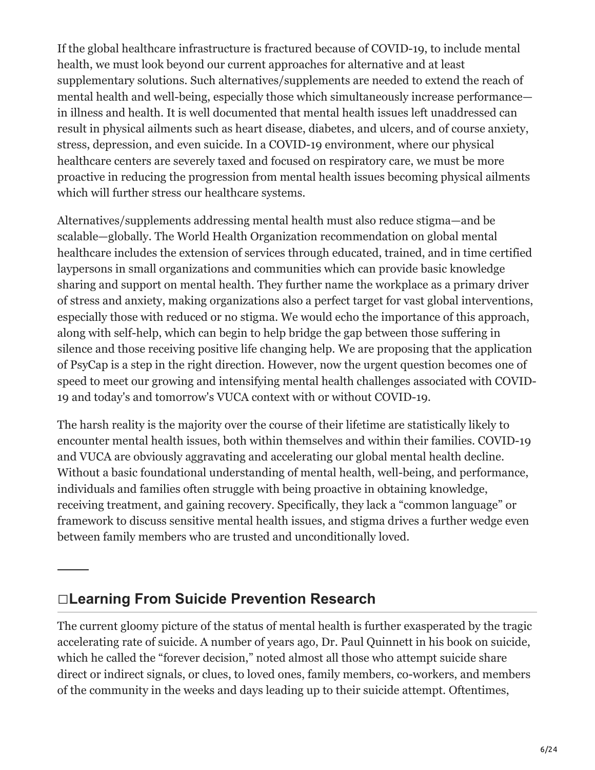If the global healthcare infrastructure is fractured because of COVID-19, to include mental health, we must look beyond our current approaches for alternative and at least supplementary solutions. Such alternatives/supplements are needed to extend the reach of mental health and well-being, especially those which simultaneously increase performance—in illness and health. It is well documented that mental health issues left unaddressed can result in physical ailments such as heart disease, diabetes, and ulcers, and of course anxiety, stress, depression, and even suicide. In a COVID-19 environment, where our physical healthcare centers are severely taxed and focused on respiratory care, we must be more proactive in reducing the progression from mental health issues becoming physical ailments which will further stress our healthcare systems.

Alternatives/supplements addressing mental health must also reduce stigma—and be scalable—globally. The World Health Organization recommendation on global mental healthcare includes the extension of services through educated, trained, and in time certified laypersons in small organizations and communities which can provide basic knowledge sharing and support on mental health. They further name the workplace as a primary driver of stress and anxiety, making organizations also a perfect target for vast global interventions, especially those with reduced or no stigma. We would echo the importance of this approach, along with self-help, which can begin to help bridge the gap between those suffering in silence and those receiving positive life changing help. We are proposing that the application of PsyCap is a step in the right direction. However, now the urgent question becomes one of speed to meet our growing and intensifying mental health challenges associated with COVID-19 and today's and tomorrow's VUCA context with or without COVID-19.

The harsh reality is the majority over the course of their lifetime are statistically likely to encounter mental health issues, both within themselves and within their families. COVID-19 and VUCA are obviously aggravating and accelerating our global mental health decline. Without a basic foundational understanding of mental health, well-being, and performance, individuals and families often struggle with being proactive in obtaining knowledge, receiving treatment, and gaining recovery. Specifically, they lack a “common language” or framework to discuss sensitive mental health issues, and stigma drives a further wedge even between family members who are trusted and unconditionally loved.

---

## □Learning From Suicide Prevention Research

The current gloomy picture of the status of mental health is further exasperated by the tragic accelerating rate of suicide. A number of years ago, Dr. Paul Quinnett in his book on suicide, which he called the “forever decision,” noted almost all those who attempt suicide share direct or indirect signals, or clues, to loved ones, family members, co-workers, and members of the community in the weeks and days leading up to their suicide attempt. Oftentimes,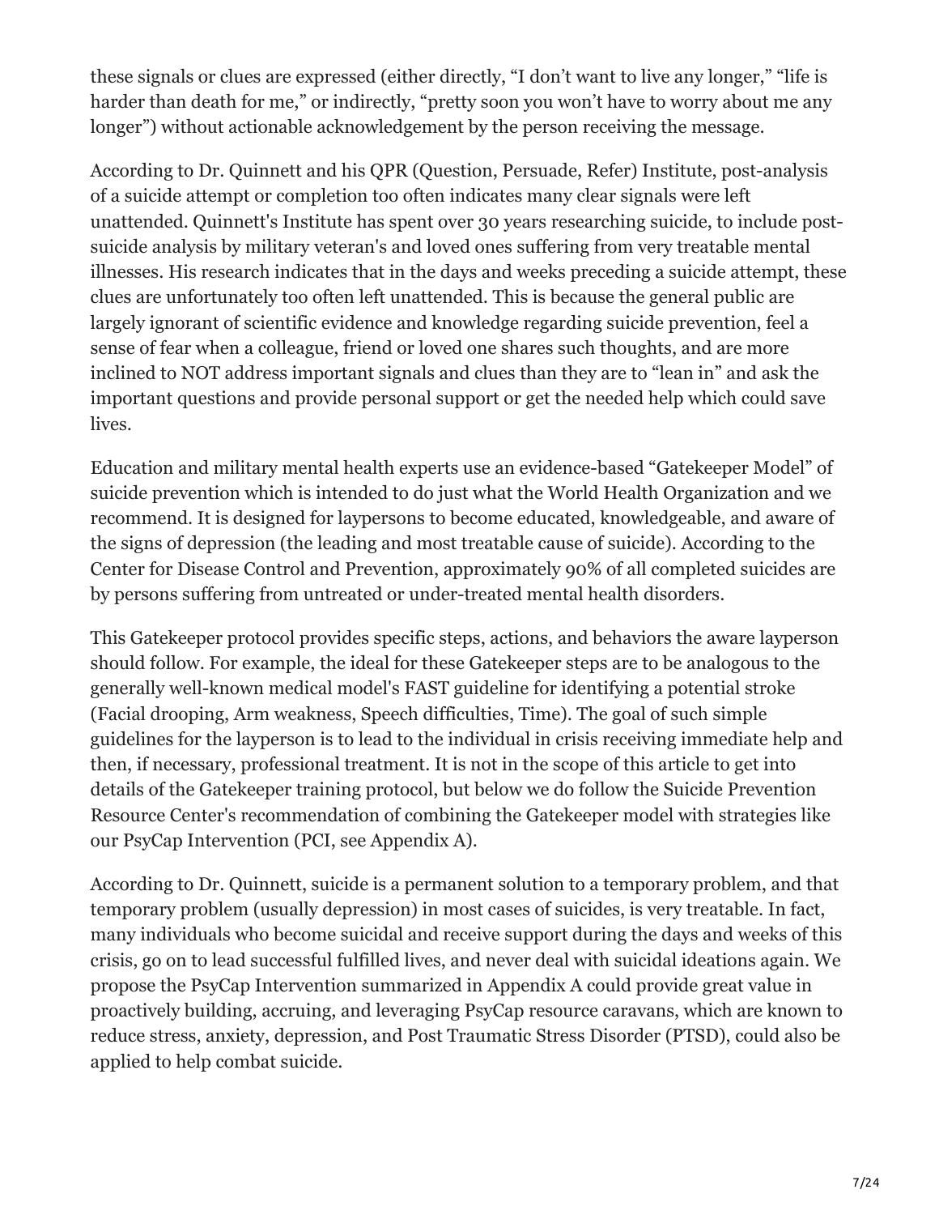these signals or clues are expressed (either directly, "I don't want to live any longer," "life is harder than death for me," or indirectly, "pretty soon you won't have to worry about me any longer") without actionable acknowledgement by the person receiving the message.

According to Dr. Quinnett and his QPR (Question, Persuade, Refer) Institute, post-analysis of a suicide attempt or completion too often indicates many clear signals were left unattended. Quinnett's Institute has spent over 30 years researching suicide, to include post-suicide analysis by military veteran's and loved ones suffering from very treatable mental illnesses. His research indicates that in the days and weeks preceding a suicide attempt, these clues are unfortunately too often left unattended. This is because the general public are largely ignorant of scientific evidence and knowledge regarding suicide prevention, feel a sense of fear when a colleague, friend or loved one shares such thoughts, and are more inclined to NOT address important signals and clues than they are to "lean in" and ask the important questions and provide personal support or get the needed help which could save lives.

Education and military mental health experts use an evidence-based "Gatekeeper Model" of suicide prevention which is intended to do just what the World Health Organization and we recommend. It is designed for laypersons to become educated, knowledgeable, and aware of the signs of depression (the leading and most treatable cause of suicide). According to the Center for Disease Control and Prevention, approximately 90% of all completed suicides are by persons suffering from untreated or under-treated mental health disorders.

This Gatekeeper protocol provides specific steps, actions, and behaviors the aware layperson should follow. For example, the ideal for these Gatekeeper steps are to be analogous to the generally well-known medical model's FAST guideline for identifying a potential stroke (Facial drooping, Arm weakness, Speech difficulties, Time). The goal of such simple guidelines for the layperson is to lead to the individual in crisis receiving immediate help and then, if necessary, professional treatment. It is not in the scope of this article to get into details of the Gatekeeper training protocol, but below we do follow the Suicide Prevention Resource Center's recommendation of combining the Gatekeeper model with strategies like our PsyCap Intervention (PCI, see Appendix A).

According to Dr. Quinnett, suicide is a permanent solution to a temporary problem, and that temporary problem (usually depression) in most cases of suicides, is very treatable. In fact, many individuals who become suicidal and receive support during the days and weeks of this crisis, go on to lead successful fulfilled lives, and never deal with suicidal ideations again. We propose the PsyCap Intervention summarized in Appendix A could provide great value in proactively building, accruing, and leveraging PsyCap resource caravans, which are known to reduce stress, anxiety, depression, and Post Traumatic Stress Disorder (PTSD), could also be applied to help combat suicide.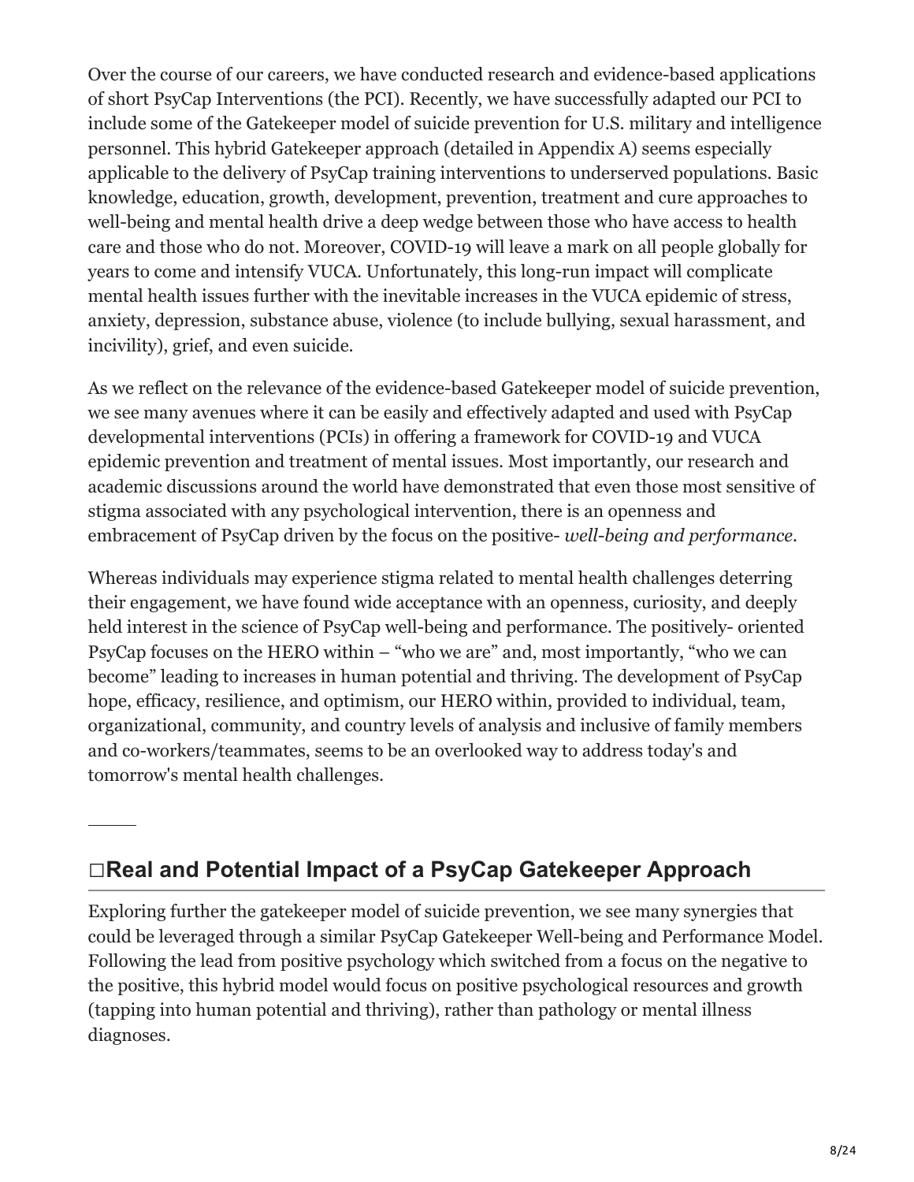Over the course of our careers, we have conducted research and evidence-based applications of short PsyCap Interventions (the PCI). Recently, we have successfully adapted our PCI to include some of the Gatekeeper model of suicide prevention for U.S. military and intelligence personnel. This hybrid Gatekeeper approach (detailed in Appendix A) seems especially applicable to the delivery of PsyCap training interventions to underserved populations. Basic knowledge, education, growth, development, prevention, treatment and cure approaches to well-being and mental health drive a deep wedge between those who have access to health care and those who do not. Moreover, COVID-19 will leave a mark on all people globally for years to come and intensify VUCA. Unfortunately, this long-run impact will complicate mental health issues further with the inevitable increases in the VUCA epidemic of stress, anxiety, depression, substance abuse, violence (to include bullying, sexual harassment, and incivility), grief, and even suicide.

As we reflect on the relevance of the evidence-based Gatekeeper model of suicide prevention, we see many avenues where it can be easily and effectively adapted and used with PsyCap developmental interventions (PCIs) in offering a framework for COVID-19 and VUCA epidemic prevention and treatment of mental issues. Most importantly, our research and academic discussions around the world have demonstrated that even those most sensitive of stigma associated with any psychological intervention, there is an openness and embracement of PsyCap driven by the focus on the positive- *well-being and performance*.

Whereas individuals may experience stigma related to mental health challenges deterring their engagement, we have found wide acceptance with an openness, curiosity, and deeply held interest in the science of PsyCap well-being and performance. The positively- oriented PsyCap focuses on the HERO within – "who we are" and, most importantly, "who we can become" leading to increases in human potential and thriving. The development of PsyCap hope, efficacy, resilience, and optimism, our HERO within, provided to individual, team, organizational, community, and country levels of analysis and inclusive of family members and co-workers/teammates, seems to be an overlooked way to address today's and tomorrow's mental health challenges.

---

## □Real and Potential Impact of a PsyCap Gatekeeper Approach

Exploring further the gatekeeper model of suicide prevention, we see many synergies that could be leveraged through a similar PsyCap Gatekeeper Well-being and Performance Model. Following the lead from positive psychology which switched from a focus on the negative to the positive, this hybrid model would focus on positive psychological resources and growth (tapping into human potential and thriving), rather than pathology or mental illness diagnoses.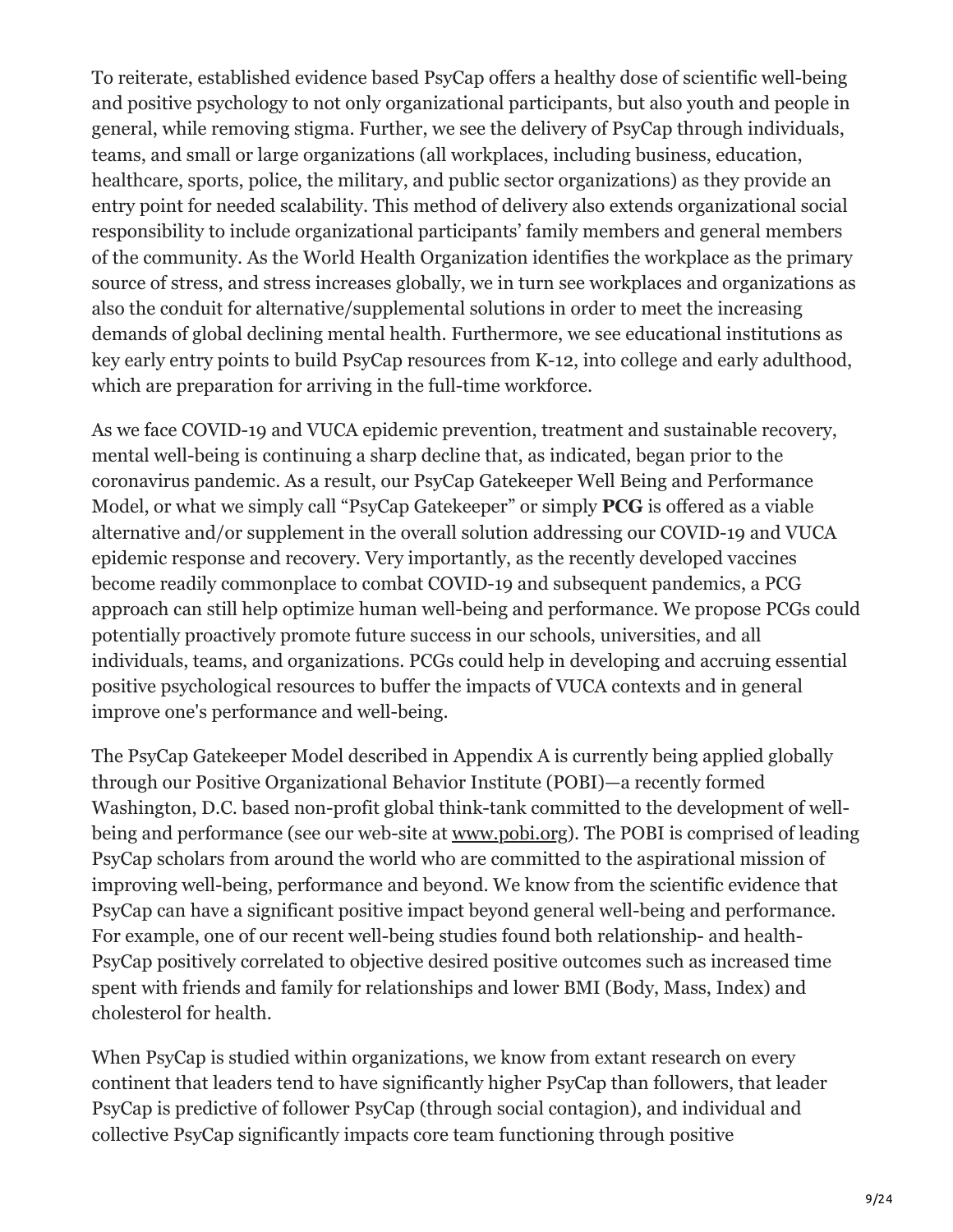To reiterate, established evidence based PsyCap offers a healthy dose of scientific well-being and positive psychology to not only organizational participants, but also youth and people in general, while removing stigma. Further, we see the delivery of PsyCap through individuals, teams, and small or large organizations (all workplaces, including business, education, healthcare, sports, police, the military, and public sector organizations) as they provide an entry point for needed scalability. This method of delivery also extends organizational social responsibility to include organizational participants' family members and general members of the community. As the World Health Organization identifies the workplace as the primary source of stress, and stress increases globally, we in turn see workplaces and organizations as also the conduit for alternative/supplemental solutions in order to meet the increasing demands of global declining mental health. Furthermore, we see educational institutions as key early entry points to build PsyCap resources from K-12, into college and early adulthood, which are preparation for arriving in the full-time workforce.

As we face COVID-19 and VUCA epidemic prevention, treatment and sustainable recovery, mental well-being is continuing a sharp decline that, as indicated, began prior to the coronavirus pandemic. As a result, our PsyCap Gatekeeper Well Being and Performance Model, or what we simply call "PsyCap Gatekeeper" or simply **PCG** is offered as a viable alternative and/or supplement in the overall solution addressing our COVID-19 and VUCA epidemic response and recovery. Very importantly, as the recently developed vaccines become readily commonplace to combat COVID-19 and subsequent pandemics, a PCG approach can still help optimize human well-being and performance. We propose PCGs could potentially proactively promote future success in our schools, universities, and all individuals, teams, and organizations. PCGs could help in developing and accruing essential positive psychological resources to buffer the impacts of VUCA contexts and in general improve one's performance and well-being.

The PsyCap Gatekeeper Model described in Appendix A is currently being applied globally through our Positive Organizational Behavior Institute (POBI)—a recently formed Washington, D.C. based non-profit global think-tank committed to the development of well-being and performance (see our web-site at www.pobi.org). The POBI is comprised of leading PsyCap scholars from around the world who are committed to the aspirational mission of improving well-being, performance and beyond. We know from the scientific evidence that PsyCap can have a significant positive impact beyond general well-being and performance. For example, one of our recent well-being studies found both relationship- and health-PsyCap positively correlated to objective desired positive outcomes such as increased time spent with friends and family for relationships and lower BMI (Body, Mass, Index) and cholesterol for health.

When PsyCap is studied within organizations, we know from extant research on every continent that leaders tend to have significantly higher PsyCap than followers, that leader PsyCap is predictive of follower PsyCap (through social contagion), and individual and collective PsyCap significantly impacts core team functioning through positive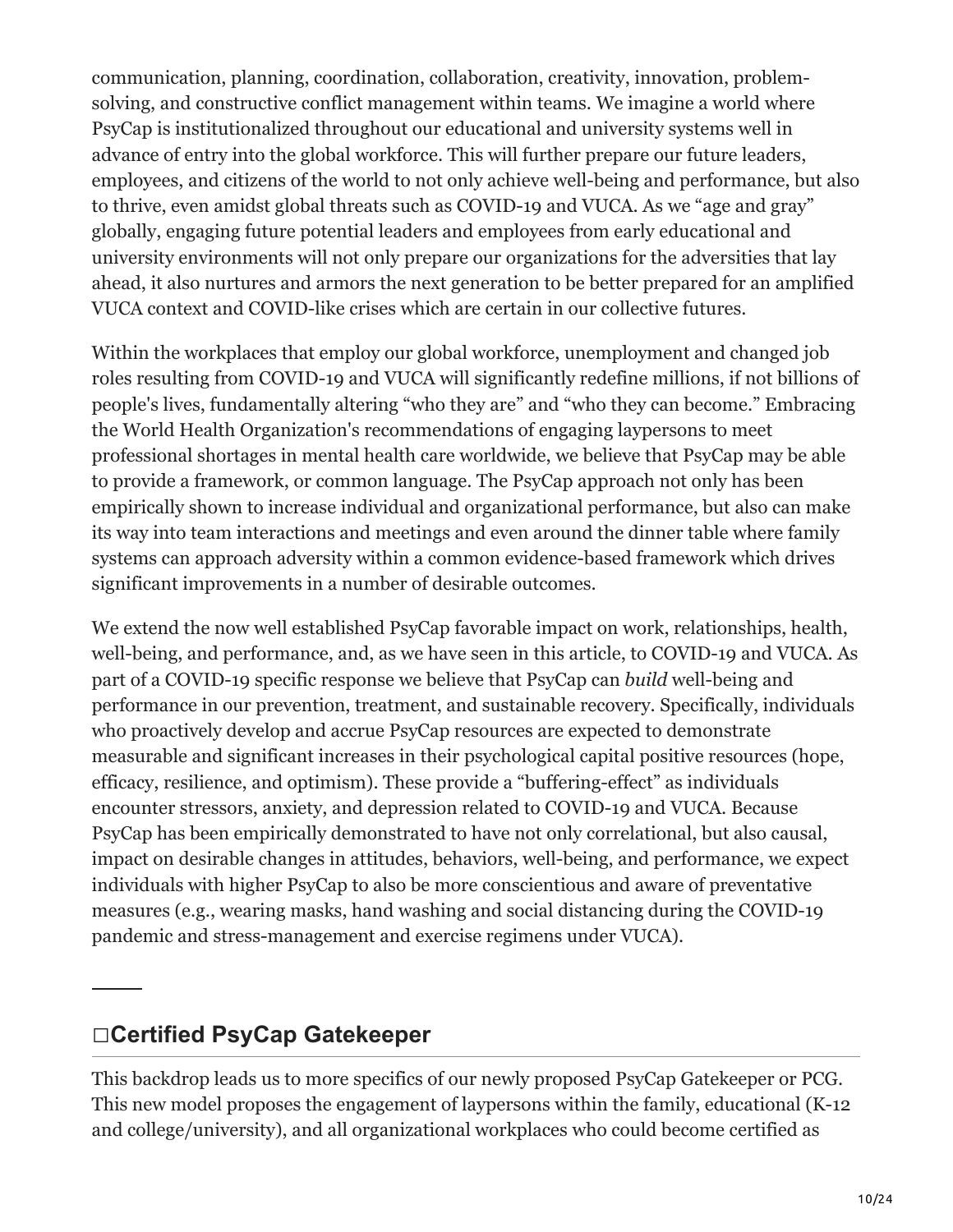communication, planning, coordination, collaboration, creativity, innovation, problem-solving, and constructive conflict management within teams. We imagine a world where PsyCap is institutionalized throughout our educational and university systems well in advance of entry into the global workforce. This will further prepare our future leaders, employees, and citizens of the world to not only achieve well-being and performance, but also to thrive, even amidst global threats such as COVID-19 and VUCA. As we “age and gray” globally, engaging future potential leaders and employees from early educational and university environments will not only prepare our organizations for the adversities that lay ahead, it also nurtures and armors the next generation to be better prepared for an amplified VUCA context and COVID-like crises which are certain in our collective futures.

Within the workplaces that employ our global workforce, unemployment and changed job roles resulting from COVID-19 and VUCA will significantly redefine millions, if not billions of people's lives, fundamentally altering “who they are” and “who they can become.” Embracing the World Health Organization's recommendations of engaging laypersons to meet professional shortages in mental health care worldwide, we believe that PsyCap may be able to provide a framework, or common language. The PsyCap approach not only has been empirically shown to increase individual and organizational performance, but also can make its way into team interactions and meetings and even around the dinner table where family systems can approach adversity within a common evidence-based framework which drives significant improvements in a number of desirable outcomes.

We extend the now well established PsyCap favorable impact on work, relationships, health, well-being, and performance, and, as we have seen in this article, to COVID-19 and VUCA. As part of a COVID-19 specific response we believe that PsyCap can *build* well-being and performance in our prevention, treatment, and sustainable recovery. Specifically, individuals who proactively develop and accrue PsyCap resources are expected to demonstrate measurable and significant increases in their psychological capital positive resources (hope, efficacy, resilience, and optimism). These provide a “buffering-effect” as individuals encounter stressors, anxiety, and depression related to COVID-19 and VUCA. Because PsyCap has been empirically demonstrated to have not only correlational, but also causal, impact on desirable changes in attitudes, behaviors, well-being, and performance, we expect individuals with higher PsyCap to also be more conscientious and aware of preventative measures (e.g., wearing masks, hand washing and social distancing during the COVID-19 pandemic and stress-management and exercise regimens under VUCA).

---

## □Certified PsyCap Gatekeeper

This backdrop leads us to more specifics of our newly proposed PsyCap Gatekeeper or PCG. This new model proposes the engagement of laypersons within the family, educational (K-12 and college/university), and all organizational workplaces who could become certified as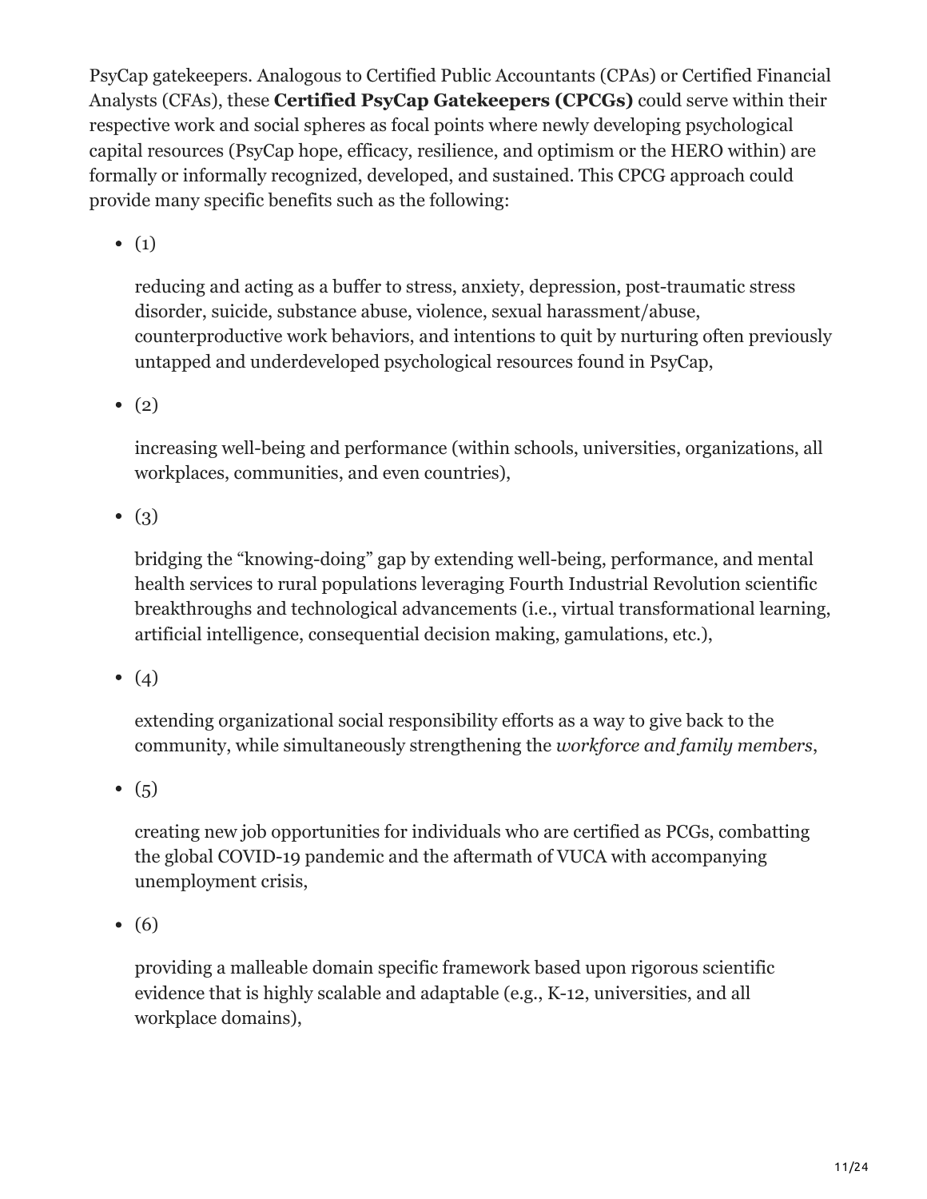PsyCap gatekeepers. Analogous to Certified Public Accountants (CPAs) or Certified Financial Analysts (CFAs), these **Certified PsyCap Gatekeepers (CPCGs)** could serve within their respective work and social spheres as focal points where newly developing psychological capital resources (PsyCap hope, efficacy, resilience, and optimism or the HERO within) are formally or informally recognized, developed, and sustained. This CPCG approach could provide many specific benefits such as the following:

- (1)

  reducing and acting as a buffer to stress, anxiety, depression, post-traumatic stress disorder, suicide, substance abuse, violence, sexual harassment/abuse, counterproductive work behaviors, and intentions to quit by nurturing often previously untapped and underdeveloped psychological resources found in PsyCap,

- (2)

  increasing well-being and performance (within schools, universities, organizations, all workplaces, communities, and even countries),

- (3)

  bridging the "knowing-doing" gap by extending well-being, performance, and mental health services to rural populations leveraging Fourth Industrial Revolution scientific breakthroughs and technological advancements (i.e., virtual transformational learning, artificial intelligence, consequential decision making, gamulations, etc.),

- (4)

  extending organizational social responsibility efforts as a way to give back to the community, while simultaneously strengthening the *workforce and family members*,

- (5)

  creating new job opportunities for individuals who are certified as PCGs, combatting the global COVID-19 pandemic and the aftermath of VUCA with accompanying unemployment crisis,

- (6)

  providing a malleable domain specific framework based upon rigorous scientific evidence that is highly scalable and adaptable (e.g., K-12, universities, and all workplace domains),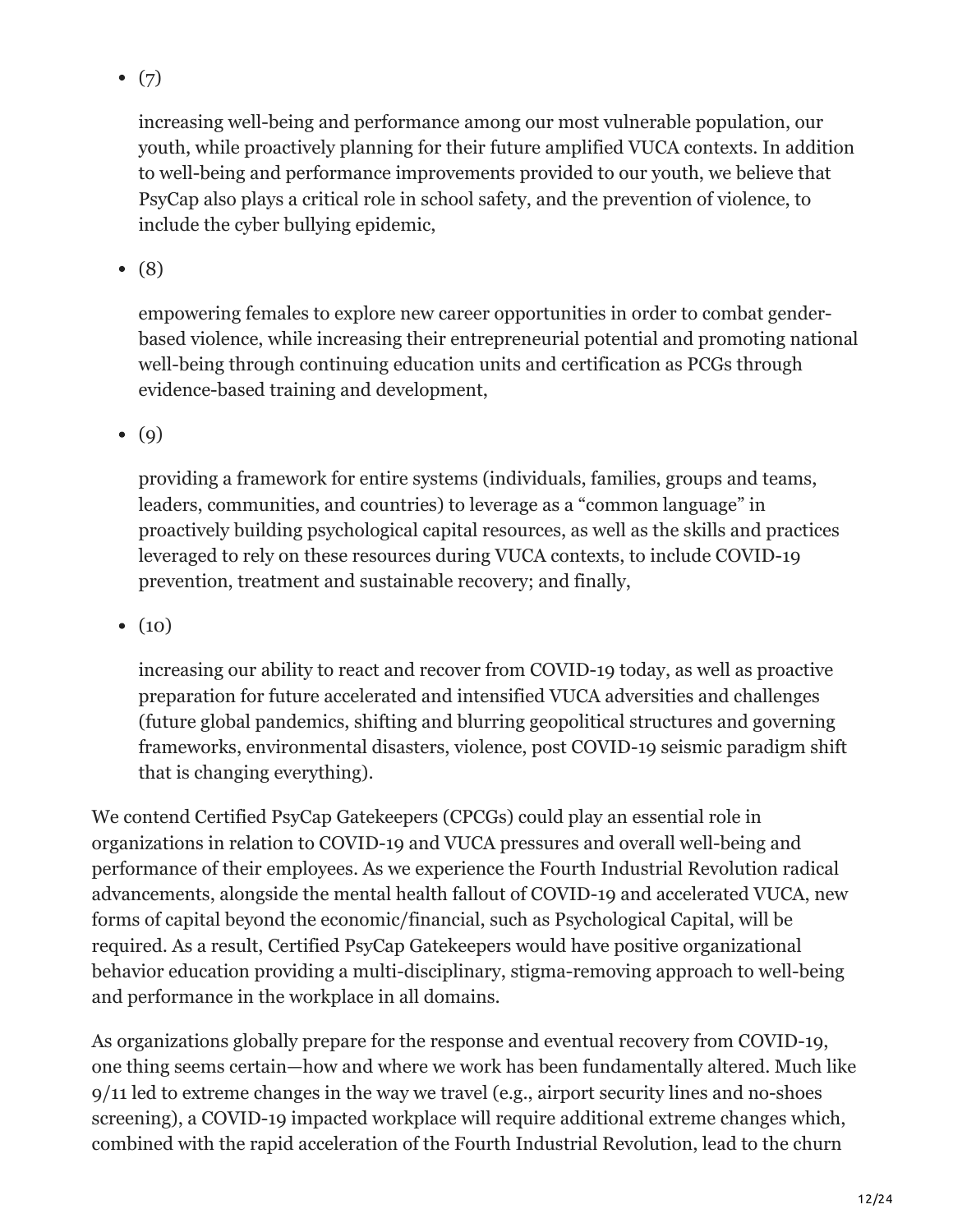- (7)

  increasing well-being and performance among our most vulnerable population, our youth, while proactively planning for their future amplified VUCA contexts. In addition to well-being and performance improvements provided to our youth, we believe that PsyCap also plays a critical role in school safety, and the prevention of violence, to include the cyber bullying epidemic,

- (8)

  empowering females to explore new career opportunities in order to combat gender-based violence, while increasing their entrepreneurial potential and promoting national well-being through continuing education units and certification as PCGs through evidence-based training and development,

- (9)

  providing a framework for entire systems (individuals, families, groups and teams, leaders, communities, and countries) to leverage as a "common language" in proactively building psychological capital resources, as well as the skills and practices leveraged to rely on these resources during VUCA contexts, to include COVID-19 prevention, treatment and sustainable recovery; and finally,

- (10)

  increasing our ability to react and recover from COVID-19 today, as well as proactive preparation for future accelerated and intensified VUCA adversities and challenges (future global pandemics, shifting and blurring geopolitical structures and governing frameworks, environmental disasters, violence, post COVID-19 seismic paradigm shift that is changing everything).

We contend Certified PsyCap Gatekeepers (CPCGs) could play an essential role in organizations in relation to COVID-19 and VUCA pressures and overall well-being and performance of their employees. As we experience the Fourth Industrial Revolution radical advancements, alongside the mental health fallout of COVID-19 and accelerated VUCA, new forms of capital beyond the economic/financial, such as Psychological Capital, will be required. As a result, Certified PsyCap Gatekeepers would have positive organizational behavior education providing a multi-disciplinary, stigma-removing approach to well-being and performance in the workplace in all domains.

As organizations globally prepare for the response and eventual recovery from COVID-19, one thing seems certain—how and where we work has been fundamentally altered. Much like 9/11 led to extreme changes in the way we travel (e.g., airport security lines and no-shoes screening), a COVID-19 impacted workplace will require additional extreme changes which, combined with the rapid acceleration of the Fourth Industrial Revolution, lead to the churn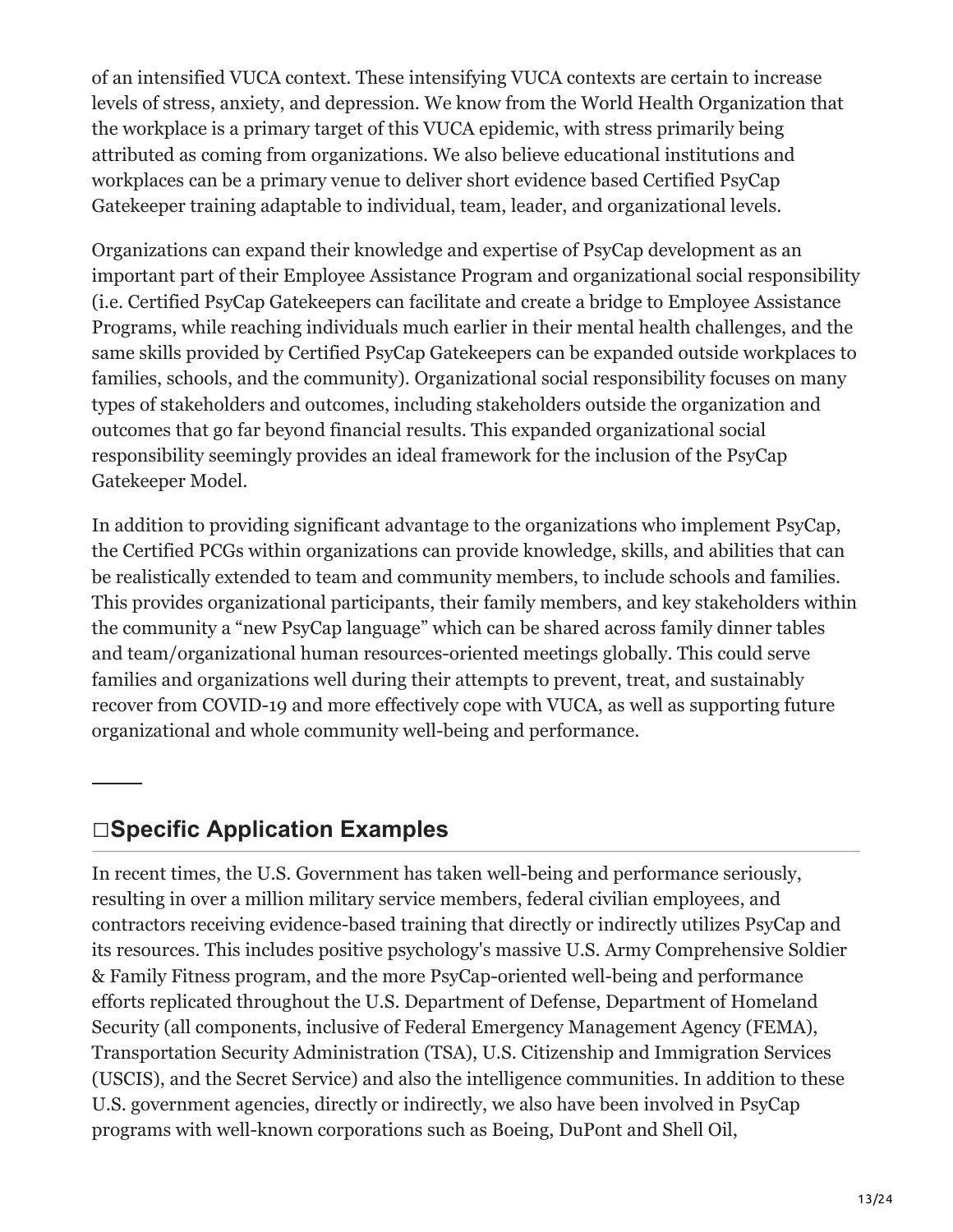of an intensified VUCA context. These intensifying VUCA contexts are certain to increase levels of stress, anxiety, and depression. We know from the World Health Organization that the workplace is a primary target of this VUCA epidemic, with stress primarily being attributed as coming from organizations. We also believe educational institutions and workplaces can be a primary venue to deliver short evidence based Certified PsyCap Gatekeeper training adaptable to individual, team, leader, and organizational levels.

Organizations can expand their knowledge and expertise of PsyCap development as an important part of their Employee Assistance Program and organizational social responsibility (i.e. Certified PsyCap Gatekeepers can facilitate and create a bridge to Employee Assistance Programs, while reaching individuals much earlier in their mental health challenges, and the same skills provided by Certified PsyCap Gatekeepers can be expanded outside workplaces to families, schools, and the community). Organizational social responsibility focuses on many types of stakeholders and outcomes, including stakeholders outside the organization and outcomes that go far beyond financial results. This expanded organizational social responsibility seemingly provides an ideal framework for the inclusion of the PsyCap Gatekeeper Model.

In addition to providing significant advantage to the organizations who implement PsyCap, the Certified PCGs within organizations can provide knowledge, skills, and abilities that can be realistically extended to team and community members, to include schools and families. This provides organizational participants, their family members, and key stakeholders within the community a "new PsyCap language" which can be shared across family dinner tables and team/organizational human resources-oriented meetings globally. This could serve families and organizations well during their attempts to prevent, treat, and sustainably recover from COVID-19 and more effectively cope with VUCA, as well as supporting future organizational and whole community well-being and performance.

---

## □Specific Application Examples

In recent times, the U.S. Government has taken well-being and performance seriously, resulting in over a million military service members, federal civilian employees, and contractors receiving evidence-based training that directly or indirectly utilizes PsyCap and its resources. This includes positive psychology's massive U.S. Army Comprehensive Soldier & Family Fitness program, and the more PsyCap-oriented well-being and performance efforts replicated throughout the U.S. Department of Defense, Department of Homeland Security (all components, inclusive of Federal Emergency Management Agency (FEMA), Transportation Security Administration (TSA), U.S. Citizenship and Immigration Services (USCIS), and the Secret Service) and also the intelligence communities. In addition to these U.S. government agencies, directly or indirectly, we also have been involved in PsyCap programs with well-known corporations such as Boeing, DuPont and Shell Oil,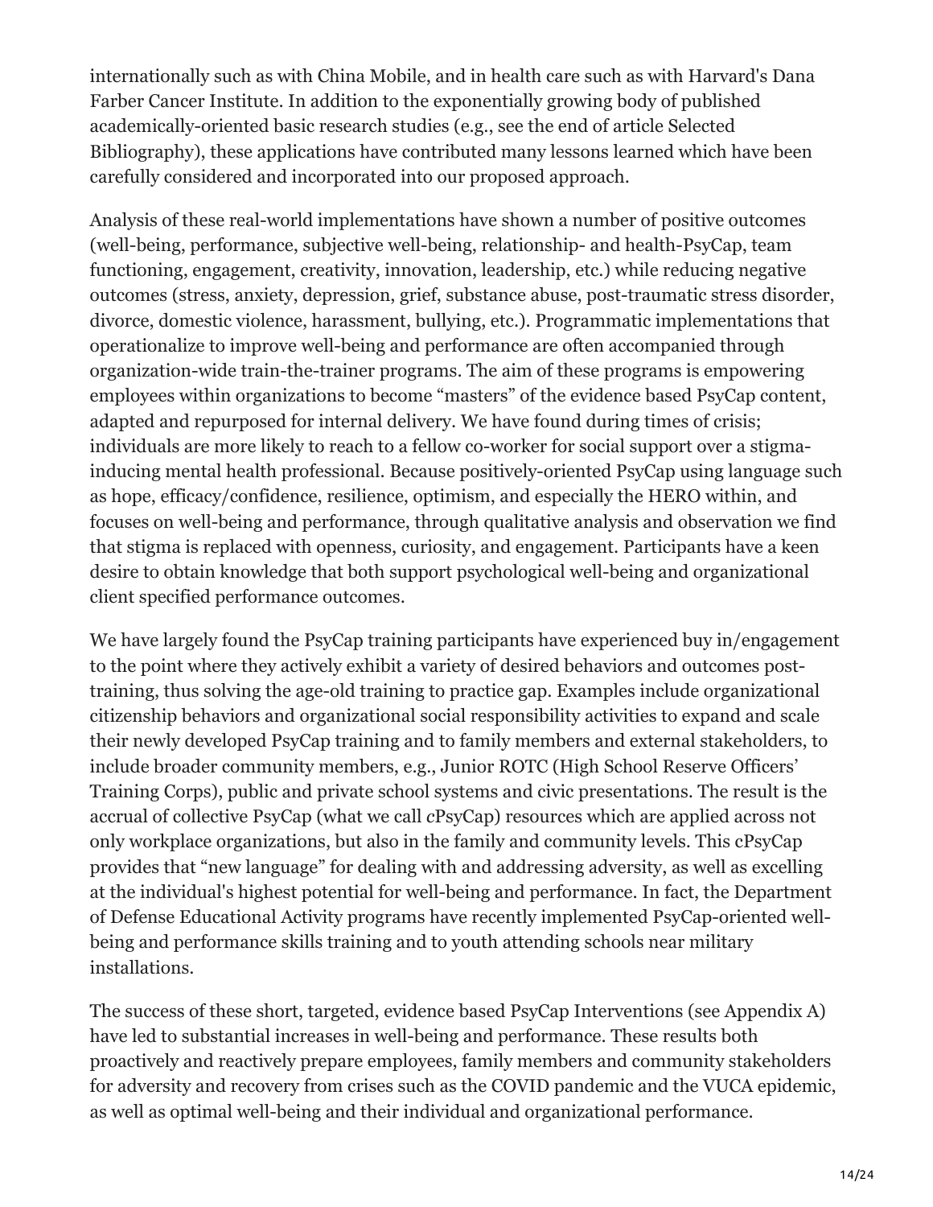internationally such as with China Mobile, and in health care such as with Harvard's Dana Farber Cancer Institute. In addition to the exponentially growing body of published academically-oriented basic research studies (e.g., see the end of article Selected Bibliography), these applications have contributed many lessons learned which have been carefully considered and incorporated into our proposed approach.

Analysis of these real-world implementations have shown a number of positive outcomes (well-being, performance, subjective well-being, relationship- and health-PsyCap, team functioning, engagement, creativity, innovation, leadership, etc.) while reducing negative outcomes (stress, anxiety, depression, grief, substance abuse, post-traumatic stress disorder, divorce, domestic violence, harassment, bullying, etc.). Programmatic implementations that operationalize to improve well-being and performance are often accompanied through organization-wide train-the-trainer programs. The aim of these programs is empowering employees within organizations to become "masters" of the evidence based PsyCap content, adapted and repurposed for internal delivery. We have found during times of crisis; individuals are more likely to reach to a fellow co-worker for social support over a stigma-inducing mental health professional. Because positively-oriented PsyCap using language such as hope, efficacy/confidence, resilience, optimism, and especially the HERO within, and focuses on well-being and performance, through qualitative analysis and observation we find that stigma is replaced with openness, curiosity, and engagement. Participants have a keen desire to obtain knowledge that both support psychological well-being and organizational client specified performance outcomes.

We have largely found the PsyCap training participants have experienced buy in/engagement to the point where they actively exhibit a variety of desired behaviors and outcomes post-training, thus solving the age-old training to practice gap. Examples include organizational citizenship behaviors and organizational social responsibility activities to expand and scale their newly developed PsyCap training and to family members and external stakeholders, to include broader community members, e.g., Junior ROTC (High School Reserve Officers' Training Corps), public and private school systems and civic presentations. The result is the accrual of collective PsyCap (what we call *c*PsyCap) resources which are applied across not only workplace organizations, but also in the family and community levels. This cPsyCap provides that "new language" for dealing with and addressing adversity, as well as excelling at the individual's highest potential for well-being and performance. In fact, the Department of Defense Educational Activity programs have recently implemented PsyCap-oriented well-being and performance skills training and to youth attending schools near military installations.

The success of these short, targeted, evidence based PsyCap Interventions (see Appendix A) have led to substantial increases in well-being and performance. These results both proactively and reactively prepare employees, family members and community stakeholders for adversity and recovery from crises such as the COVID pandemic and the VUCA epidemic, as well as optimal well-being and their individual and organizational performance.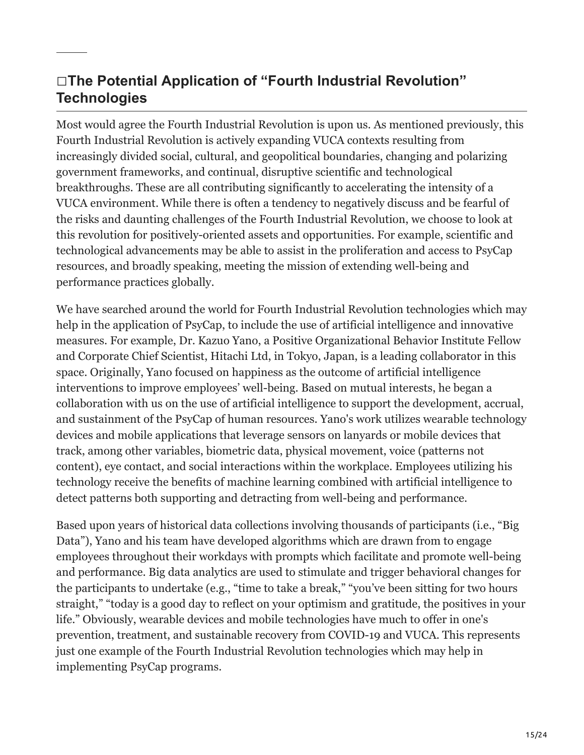## □The Potential Application of "Fourth Industrial Revolution" Technologies

Most would agree the Fourth Industrial Revolution is upon us. As mentioned previously, this Fourth Industrial Revolution is actively expanding VUCA contexts resulting from increasingly divided social, cultural, and geopolitical boundaries, changing and polarizing government frameworks, and continual, disruptive scientific and technological breakthroughs. These are all contributing significantly to accelerating the intensity of a VUCA environment. While there is often a tendency to negatively discuss and be fearful of the risks and daunting challenges of the Fourth Industrial Revolution, we choose to look at this revolution for positively-oriented assets and opportunities. For example, scientific and technological advancements may be able to assist in the proliferation and access to PsyCap resources, and broadly speaking, meeting the mission of extending well-being and performance practices globally.

We have searched around the world for Fourth Industrial Revolution technologies which may help in the application of PsyCap, to include the use of artificial intelligence and innovative measures. For example, Dr. Kazuo Yano, a Positive Organizational Behavior Institute Fellow and Corporate Chief Scientist, Hitachi Ltd, in Tokyo, Japan, is a leading collaborator in this space. Originally, Yano focused on happiness as the outcome of artificial intelligence interventions to improve employees' well-being. Based on mutual interests, he began a collaboration with us on the use of artificial intelligence to support the development, accrual, and sustainment of the PsyCap of human resources. Yano's work utilizes wearable technology devices and mobile applications that leverage sensors on lanyards or mobile devices that track, among other variables, biometric data, physical movement, voice (patterns not content), eye contact, and social interactions within the workplace. Employees utilizing his technology receive the benefits of machine learning combined with artificial intelligence to detect patterns both supporting and detracting from well-being and performance.

Based upon years of historical data collections involving thousands of participants (i.e., "Big Data"), Yano and his team have developed algorithms which are drawn from to engage employees throughout their workdays with prompts which facilitate and promote well-being and performance. Big data analytics are used to stimulate and trigger behavioral changes for the participants to undertake (e.g., "time to take a break," "you've been sitting for two hours straight," "today is a good day to reflect on your optimism and gratitude, the positives in your life." Obviously, wearable devices and mobile technologies have much to offer in one's prevention, treatment, and sustainable recovery from COVID-19 and VUCA. This represents just one example of the Fourth Industrial Revolution technologies which may help in implementing PsyCap programs.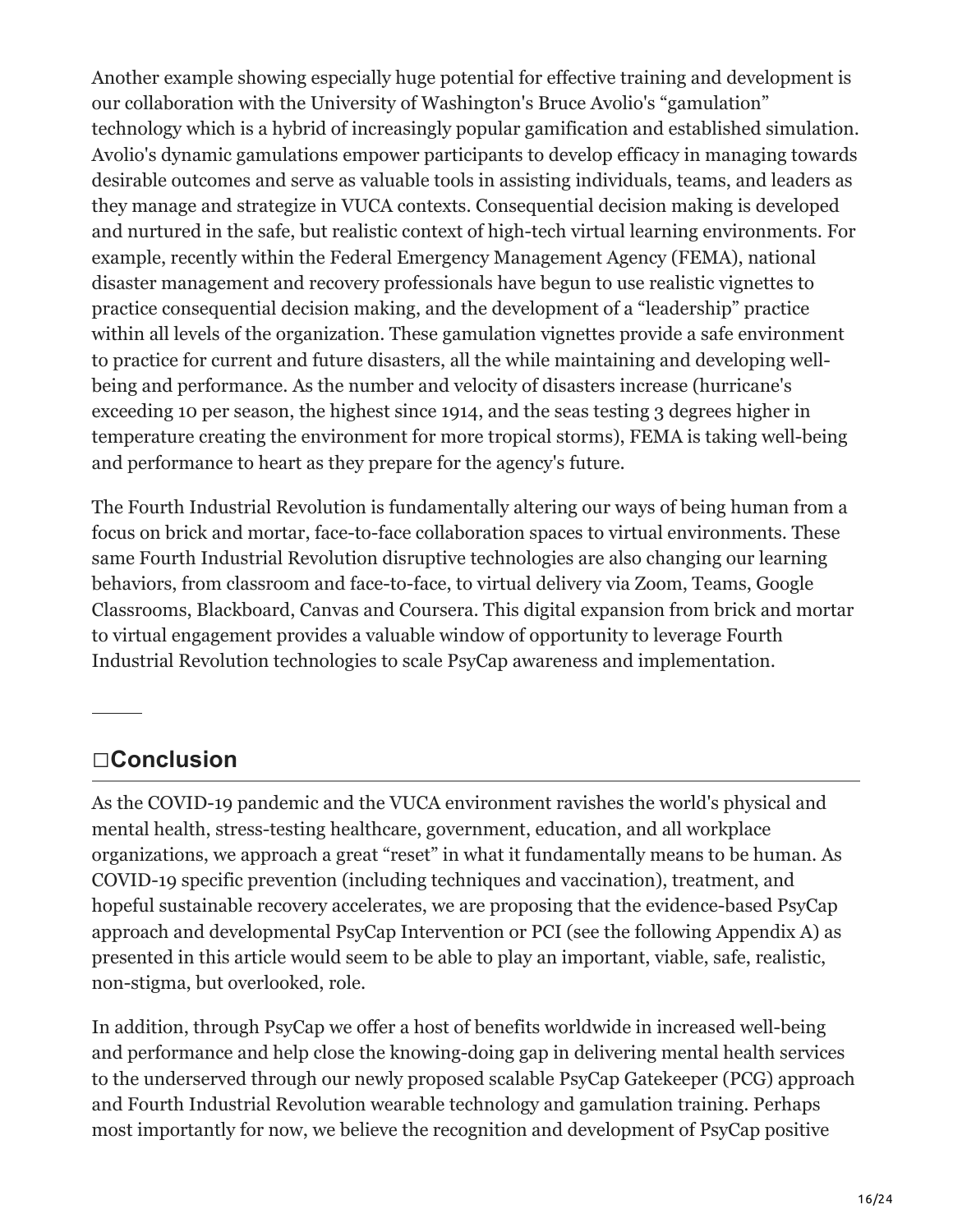Another example showing especially huge potential for effective training and development is our collaboration with the University of Washington's Bruce Avolio's "gamulation" technology which is a hybrid of increasingly popular gamification and established simulation. Avolio's dynamic gamulations empower participants to develop efficacy in managing towards desirable outcomes and serve as valuable tools in assisting individuals, teams, and leaders as they manage and strategize in VUCA contexts. Consequential decision making is developed and nurtured in the safe, but realistic context of high-tech virtual learning environments. For example, recently within the Federal Emergency Management Agency (FEMA), national disaster management and recovery professionals have begun to use realistic vignettes to practice consequential decision making, and the development of a "leadership" practice within all levels of the organization. These gamulation vignettes provide a safe environment to practice for current and future disasters, all the while maintaining and developing well-being and performance. As the number and velocity of disasters increase (hurricane's exceeding 10 per season, the highest since 1914, and the seas testing 3 degrees higher in temperature creating the environment for more tropical storms), FEMA is taking well-being and performance to heart as they prepare for the agency's future.

The Fourth Industrial Revolution is fundamentally altering our ways of being human from a focus on brick and mortar, face-to-face collaboration spaces to virtual environments. These same Fourth Industrial Revolution disruptive technologies are also changing our learning behaviors, from classroom and face-to-face, to virtual delivery via Zoom, Teams, Google Classrooms, Blackboard, Canvas and Coursera. This digital expansion from brick and mortar to virtual engagement provides a valuable window of opportunity to leverage Fourth Industrial Revolution technologies to scale PsyCap awareness and implementation.

---

## Conclusion

As the COVID-19 pandemic and the VUCA environment ravishes the world's physical and mental health, stress-testing healthcare, government, education, and all workplace organizations, we approach a great "reset" in what it fundamentally means to be human. As COVID-19 specific prevention (including techniques and vaccination), treatment, and hopeful sustainable recovery accelerates, we are proposing that the evidence-based PsyCap approach and developmental PsyCap Intervention or PCI (see the following Appendix A) as presented in this article would seem to be able to play an important, viable, safe, realistic, non-stigma, but overlooked, role.

In addition, through PsyCap we offer a host of benefits worldwide in increased well-being and performance and help close the knowing-doing gap in delivering mental health services to the underserved through our newly proposed scalable PsyCap Gatekeeper (PCG) approach and Fourth Industrial Revolution wearable technology and gamulation training. Perhaps most importantly for now, we believe the recognition and development of PsyCap positive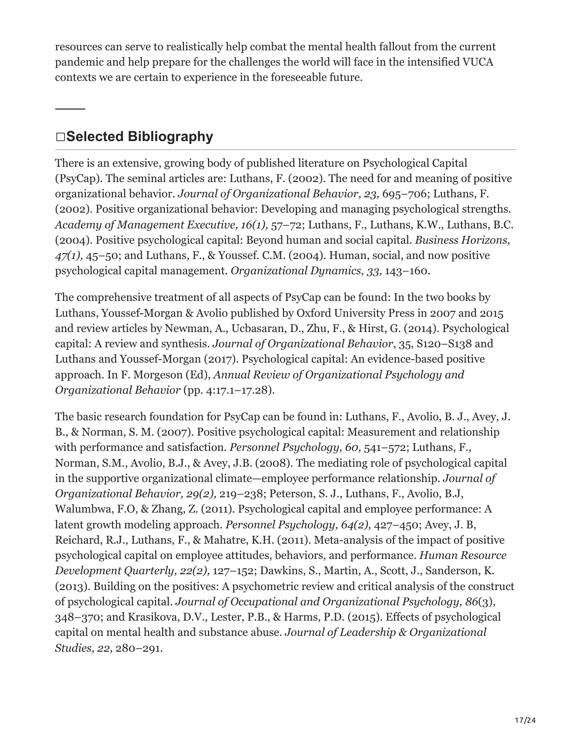resources can serve to realistically help combat the mental health fallout from the current pandemic and help prepare for the challenges the world will face in the intensified VUCA contexts we are certain to experience in the foreseeable future.

---

## Selected Bibliography

There is an extensive, growing body of published literature on Psychological Capital (PsyCap). The seminal articles are: Luthans, F. (2002). The need for and meaning of positive organizational behavior. *Journal of Organizational Behavior, 23,* 695–706; Luthans, F. (2002). Positive organizational behavior: Developing and managing psychological strengths. *Academy of Management Executive, 16(1),* 57–72; Luthans, F., Luthans, K.W., Luthans, B.C. (2004). Positive psychological capital: Beyond human and social capital. *Business Horizons, 47(1),* 45–50; and Luthans, F., & Youssef. C.M. (2004). Human, social, and now positive psychological capital management. *Organizational Dynamics, 33,* 143–160.

The comprehensive treatment of all aspects of PsyCap can be found: In the two books by Luthans, Youssef-Morgan & Avolio published by Oxford University Press in 2007 and 2015 and review articles by Newman, A., Ucbasaran, D., Zhu, F., & Hirst, G. (2014). Psychological capital: A review and synthesis. *Journal of Organizational Behavior*, 35, S120–S138 and Luthans and Youssef-Morgan (2017). Psychological capital: An evidence-based positive approach. In F. Morgeson (Ed), *Annual Review of Organizational Psychology and Organizational Behavior* (pp. 4:17.1–17.28).

The basic research foundation for PsyCap can be found in: Luthans, F., Avolio, B. J., Avey, J. B., & Norman, S. M. (2007). Positive psychological capital: Measurement and relationship with performance and satisfaction. *Personnel Psychology, 60,* 541–572; Luthans, F., Norman, S.M., Avolio, B.J., & Avey, J.B. (2008). The mediating role of psychological capital in the supportive organizational climate—employee performance relationship. *Journal of Organizational Behavior, 29(2),* 219–238; Peterson, S. J., Luthans, F., Avolio, B.J, Walumbwa, F.O, & Zhang, Z. (2011). Psychological capital and employee performance: A latent growth modeling approach. *Personnel Psychology, 64(2),* 427–450; Avey, J. B, Reichard, R.J., Luthans, F., & Mahatre, K.H. (2011). Meta-analysis of the impact of positive psychological capital on employee attitudes, behaviors, and performance. *Human Resource Development Quarterly, 22(2),* 127–152; Dawkins, S., Martin, A., Scott, J., Sanderson, K. (2013). Building on the positives: A psychometric review and critical analysis of the construct of psychological capital. *Journal of Occupational and Organizational Psychology, 86*(3)*,* 348–370; and Krasikova, D.V., Lester, P.B., & Harms, P.D. (2015). Effects of psychological capital on mental health and substance abuse. *Journal of Leadership & Organizational Studies, 22,* 280–291.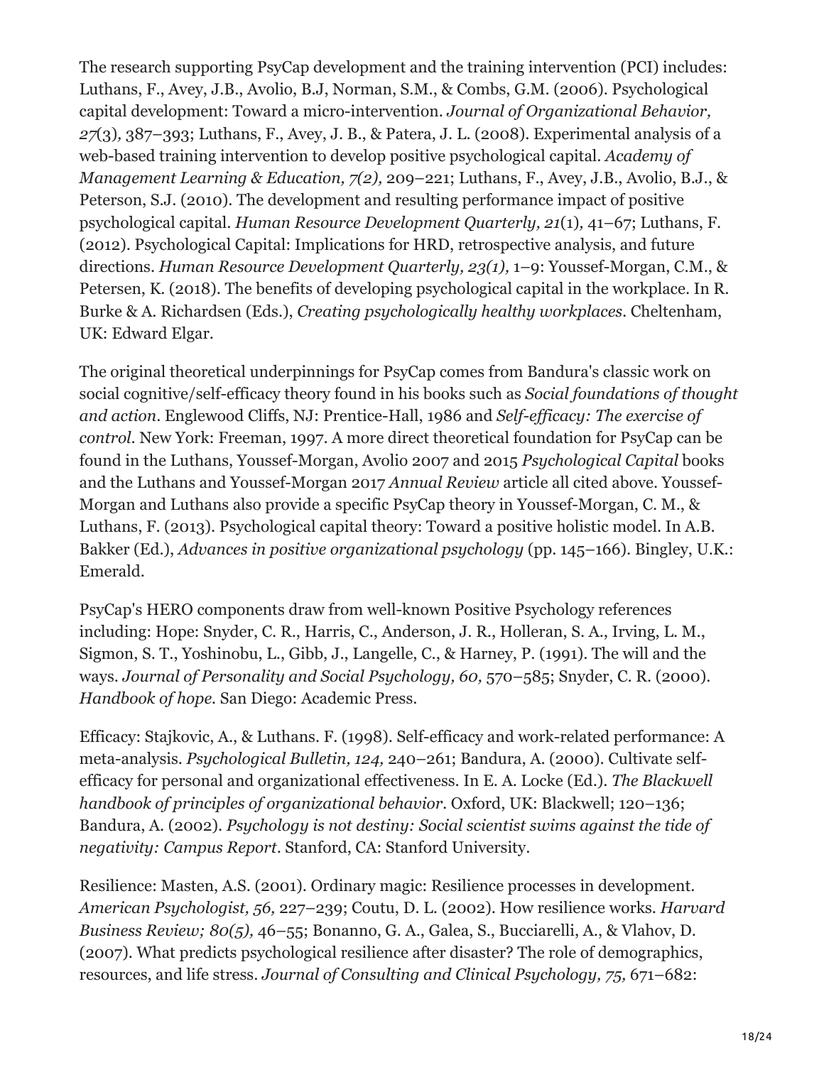The research supporting PsyCap development and the training intervention (PCI) includes: Luthans, F., Avey, J.B., Avolio, B.J, Norman, S.M., & Combs, G.M. (2006). Psychological capital development: Toward a micro-intervention. *Journal of Organizational Behavior, 27*(3), 387–393; Luthans, F., Avey, J. B., & Patera, J. L. (2008). Experimental analysis of a web-based training intervention to develop positive psychological capital. *Academy of Management Learning & Education, 7(2),* 209–221; Luthans, F., Avey, J.B., Avolio, B.J., & Peterson, S.J. (2010). The development and resulting performance impact of positive psychological capital. *Human Resource Development Quarterly, 21*(1), 41–67; Luthans, F. (2012). Psychological Capital: Implications for HRD, retrospective analysis, and future directions. *Human Resource Development Quarterly, 23(1),* 1–9: Youssef-Morgan, C.M., & Petersen, K. (2018). The benefits of developing psychological capital in the workplace. In R. Burke & A. Richardsen (Eds.), *Creating psychologically healthy workplaces*. Cheltenham, UK: Edward Elgar.

The original theoretical underpinnings for PsyCap comes from Bandura's classic work on social cognitive/self-efficacy theory found in his books such as *Social foundations of thought and action*. Englewood Cliffs, NJ: Prentice-Hall, 1986 and *Self-efficacy: The exercise of control*. New York: Freeman, 1997. A more direct theoretical foundation for PsyCap can be found in the Luthans, Youssef-Morgan, Avolio 2007 and 2015 *Psychological Capital* books and the Luthans and Youssef-Morgan 2017 *Annual Review* article all cited above. Youssef-Morgan and Luthans also provide a specific PsyCap theory in Youssef-Morgan, C. M., & Luthans, F. (2013). Psychological capital theory: Toward a positive holistic model. In A.B. Bakker (Ed.), *Advances in positive organizational psychology* (pp. 145–166). Bingley, U.K.: Emerald.

PsyCap's HERO components draw from well-known Positive Psychology references including: Hope: Snyder, C. R., Harris, C., Anderson, J. R., Holleran, S. A., Irving, L. M., Sigmon, S. T., Yoshinobu, L., Gibb, J., Langelle, C., & Harney, P. (1991). The will and the ways. *Journal of Personality and Social Psychology, 60,* 570–585; Snyder, C. R. (2000). *Handbook of hope*. San Diego: Academic Press.

Efficacy: Stajkovic, A., & Luthans. F. (1998). Self-efficacy and work-related performance: A meta-analysis. *Psychological Bulletin, 124,* 240–261; Bandura, A. (2000). Cultivate self-efficacy for personal and organizational effectiveness. In E. A. Locke (Ed.). *The Blackwell handbook of principles of organizational behavior*. Oxford, UK: Blackwell; 120–136; Bandura, A. (2002). *Psychology is not destiny: Social scientist swims against the tide of negativity: Campus Report*. Stanford, CA: Stanford University.

Resilience: Masten, A.S. (2001). Ordinary magic: Resilience processes in development. *American Psychologist, 56,* 227–239; Coutu, D. L. (2002). How resilience works. *Harvard Business Review; 80(5),* 46–55; Bonanno, G. A., Galea, S., Bucciarelli, A., & Vlahov, D. (2007). What predicts psychological resilience after disaster? The role of demographics, resources, and life stress. *Journal of Consulting and Clinical Psychology, 75,* 671–682: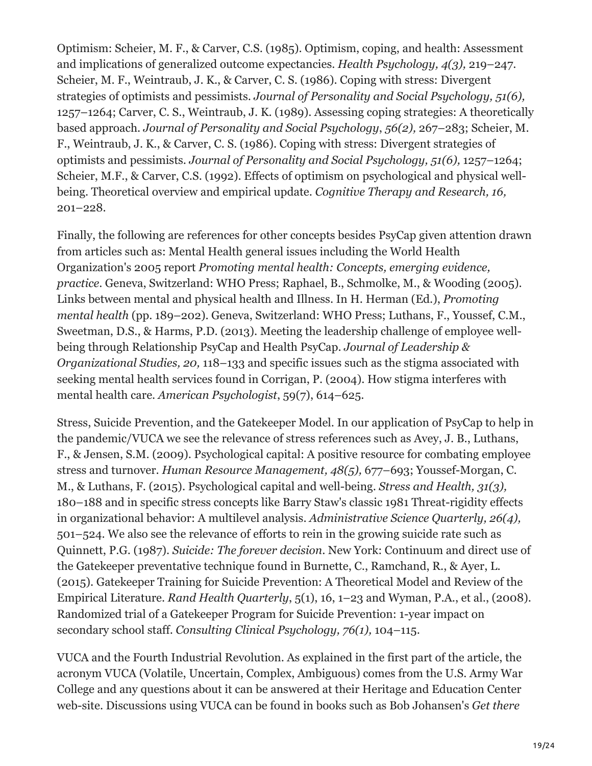Optimism: Scheier, M. F., & Carver, C.S. (1985). Optimism, coping, and health: Assessment and implications of generalized outcome expectancies. *Health Psychology, 4(3),* 219–247. Scheier, M. F., Weintraub, J. K., & Carver, C. S. (1986). Coping with stress: Divergent strategies of optimists and pessimists. *Journal of Personality and Social Psychology, 51(6),* 1257–1264; Carver, C. S., Weintraub, J. K. (1989). Assessing coping strategies: A theoretically based approach. *Journal of Personality and Social Psychology*, *56(2),* 267–283; Scheier, M. F., Weintraub, J. K., & Carver, C. S. (1986). Coping with stress: Divergent strategies of optimists and pessimists. *Journal of Personality and Social Psychology, 51(6),* 1257–1264; Scheier, M.F., & Carver, C.S. (1992). Effects of optimism on psychological and physical well-being. Theoretical overview and empirical update. *Cognitive Therapy and Research, 16,* 201–228.

Finally, the following are references for other concepts besides PsyCap given attention drawn from articles such as: Mental Health general issues including the World Health Organization's 2005 report *Promoting mental health: Concepts, emerging evidence, practice*. Geneva, Switzerland: WHO Press; Raphael, B., Schmolke, M., & Wooding (2005). Links between mental and physical health and Illness. In H. Herman (Ed.), *Promoting mental health* (pp. 189–202). Geneva, Switzerland: WHO Press; Luthans, F., Youssef, C.M., Sweetman, D.S., & Harms, P.D. (2013). Meeting the leadership challenge of employee well-being through Relationship PsyCap and Health PsyCap. *Journal of Leadership & Organizational Studies, 20,* 118–133 and specific issues such as the stigma associated with seeking mental health services found in Corrigan, P. (2004). How stigma interferes with mental health care. *American Psychologist*, 59(7), 614–625.

Stress, Suicide Prevention, and the Gatekeeper Model. In our application of PsyCap to help in the pandemic/VUCA we see the relevance of stress references such as Avey, J. B., Luthans, F., & Jensen, S.M. (2009). Psychological capital: A positive resource for combating employee stress and turnover. *Human Resource Management, 48(5),* 677–693; Youssef-Morgan, C. M., & Luthans, F. (2015). Psychological capital and well-being. *Stress and Health, 31(3),* 180–188 and in specific stress concepts like Barry Staw's classic 1981 Threat-rigidity effects in organizational behavior: A multilevel analysis. *Administrative Science Quarterly, 26(4),* 501–524. We also see the relevance of efforts to rein in the growing suicide rate such as Quinnett, P.G. (1987). *Suicide: The forever decision*. New York: Continuum and direct use of the Gatekeeper preventative technique found in Burnette, C., Ramchand, R., & Ayer, L. (2015). Gatekeeper Training for Suicide Prevention: A Theoretical Model and Review of the Empirical Literature. *Rand Health Quarterly*, 5(1), 16, 1–23 and Wyman, P.A., et al., (2008). Randomized trial of a Gatekeeper Program for Suicide Prevention: 1-year impact on secondary school staff. *Consulting Clinical Psychology, 76(1),* 104–115.

VUCA and the Fourth Industrial Revolution. As explained in the first part of the article, the acronym VUCA (Volatile, Uncertain, Complex, Ambiguous) comes from the U.S. Army War College and any questions about it can be answered at their Heritage and Education Center web-site. Discussions using VUCA can be found in books such as Bob Johansen's *Get there*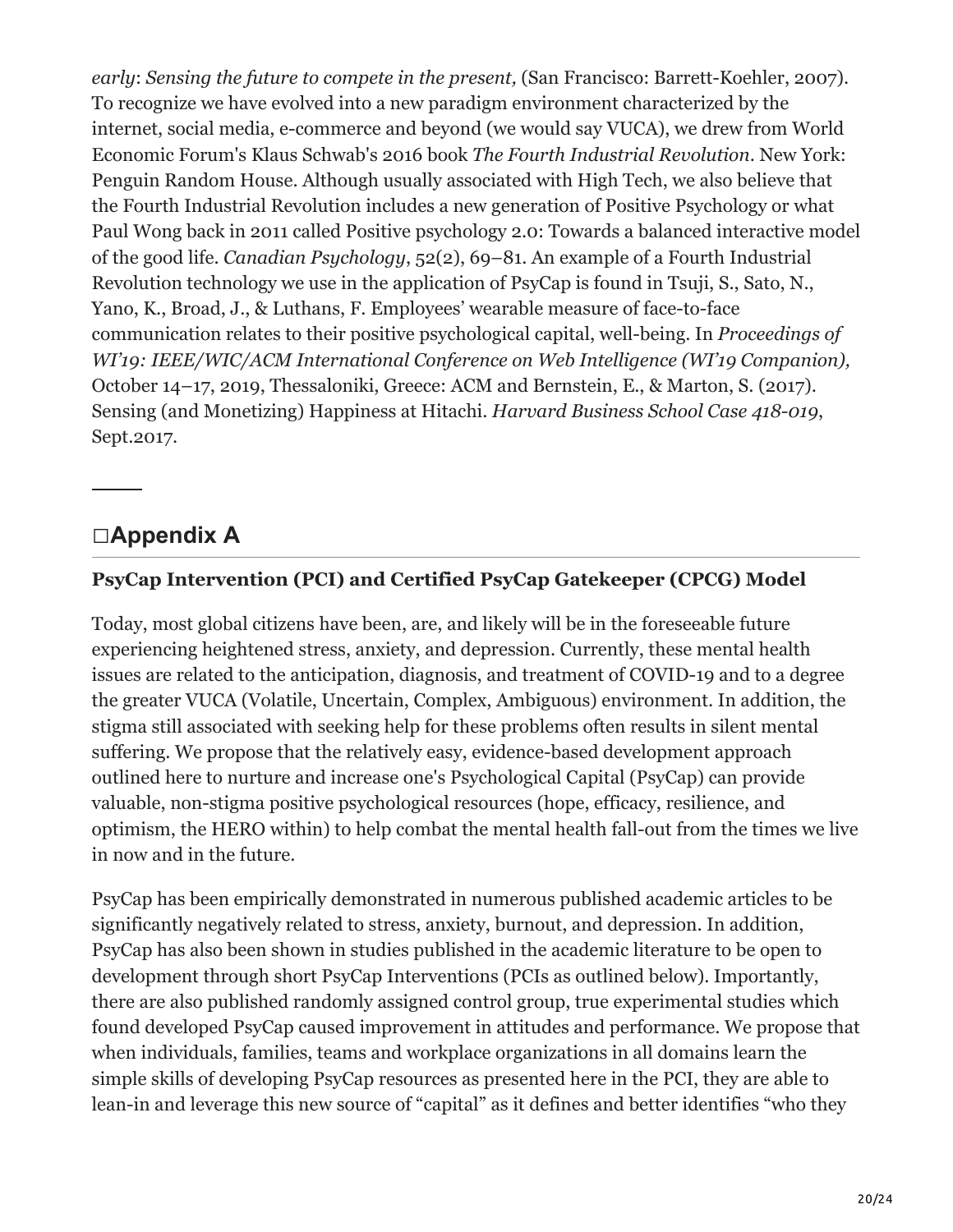*early*: *Sensing the future to compete in the present,* (San Francisco: Barrett-Koehler, 2007). To recognize we have evolved into a new paradigm environment characterized by the internet, social media, e-commerce and beyond (we would say VUCA), we drew from World Economic Forum's Klaus Schwab's 2016 book *The Fourth Industrial Revolution*. New York: Penguin Random House. Although usually associated with High Tech, we also believe that the Fourth Industrial Revolution includes a new generation of Positive Psychology or what Paul Wong back in 2011 called Positive psychology 2.0: Towards a balanced interactive model of the good life. *Canadian Psychology*, 52(2), 69–81. An example of a Fourth Industrial Revolution technology we use in the application of PsyCap is found in Tsuji, S., Sato, N., Yano, K., Broad, J., & Luthans, F. Employees' wearable measure of face-to-face communication relates to their positive psychological capital, well-being. In *Proceedings of WI'19: IEEE/WIC/ACM International Conference on Web Intelligence (WI'19 Companion),* October 14–17, 2019, Thessaloniki, Greece: ACM and Bernstein, E., & Marton, S. (2017). Sensing (and Monetizing) Happiness at Hitachi. *Harvard Business School Case 418-019*, Sept.2017.

---

## □Appendix A

**PsyCap Intervention (PCI) and Certified PsyCap Gatekeeper (CPCG) Model**

Today, most global citizens have been, are, and likely will be in the foreseeable future experiencing heightened stress, anxiety, and depression. Currently, these mental health issues are related to the anticipation, diagnosis, and treatment of COVID-19 and to a degree the greater VUCA (Volatile, Uncertain, Complex, Ambiguous) environment. In addition, the stigma still associated with seeking help for these problems often results in silent mental suffering. We propose that the relatively easy, evidence-based development approach outlined here to nurture and increase one's Psychological Capital (PsyCap) can provide valuable, non-stigma positive psychological resources (hope, efficacy, resilience, and optimism, the HERO within) to help combat the mental health fall-out from the times we live in now and in the future.

PsyCap has been empirically demonstrated in numerous published academic articles to be significantly negatively related to stress, anxiety, burnout, and depression. In addition, PsyCap has also been shown in studies published in the academic literature to be open to development through short PsyCap Interventions (PCIs as outlined below). Importantly, there are also published randomly assigned control group, true experimental studies which found developed PsyCap caused improvement in attitudes and performance. We propose that when individuals, families, teams and workplace organizations in all domains learn the simple skills of developing PsyCap resources as presented here in the PCI, they are able to lean-in and leverage this new source of "capital" as it defines and better identifies "who they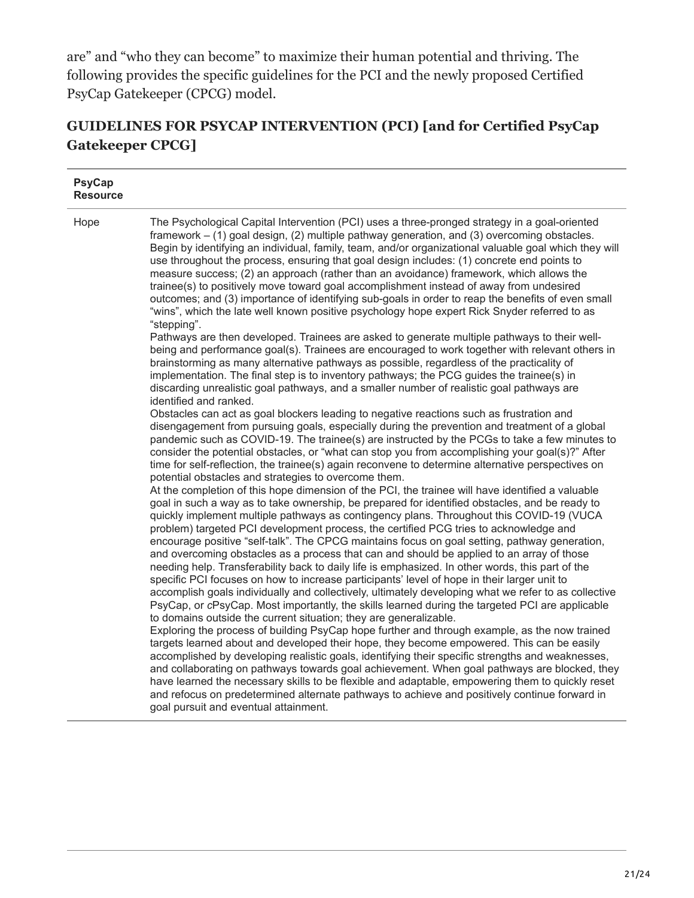are" and "who they can become" to maximize their human potential and thriving. The following provides the specific guidelines for the PCI and the newly proposed Certified PsyCap Gatekeeper (CPCG) model.

## GUIDELINES FOR PSYCAP INTERVENTION (PCI) [and for Certified PsyCap Gatekeeper CPCG]

| PsyCap Resource | |
|---|---|
| Hope | The Psychological Capital Intervention (PCI) uses a three-pronged strategy in a goal-oriented framework – (1) goal design, (2) multiple pathway generation, and (3) overcoming obstacles. Begin by identifying an individual, family, team, and/or organizational valuable goal which they will use throughout the process, ensuring that goal design includes: (1) concrete end points to measure success; (2) an approach (rather than an avoidance) framework, which allows the trainee(s) to positively move toward goal accomplishment instead of away from undesired outcomes; and (3) importance of identifying sub-goals in order to reap the benefits of even small "wins", which the late well known positive psychology hope expert Rick Snyder referred to as "stepping".<br>Pathways are then developed. Trainees are asked to generate multiple pathways to their well-being and performance goal(s). Trainees are encouraged to work together with relevant others in brainstorming as many alternative pathways as possible, regardless of the practicality of implementation. The final step is to inventory pathways; the PCG guides the trainee(s) in discarding unrealistic goal pathways, and a smaller number of realistic goal pathways are identified and ranked.<br>Obstacles can act as goal blockers leading to negative reactions such as frustration and disengagement from pursuing goals, especially during the prevention and treatment of a global pandemic such as COVID-19. The trainee(s) are instructed by the PCGs to take a few minutes to consider the potential obstacles, or "what can stop you from accomplishing your goal(s)?" After time for self-reflection, the trainee(s) again reconvene to determine alternative perspectives on potential obstacles and strategies to overcome them.<br>At the completion of this hope dimension of the PCI, the trainee will have identified a valuable goal in such a way as to take ownership, be prepared for identified obstacles, and be ready to quickly implement multiple pathways as contingency plans. Throughout this COVID-19 (VUCA problem) targeted PCI development process, the certified PCG tries to acknowledge and encourage positive "self-talk". The CPCG maintains focus on goal setting, pathway generation, and overcoming obstacles as a process that can and should be applied to an array of those needing help. Transferability back to daily life is emphasized. In other words, this part of the specific PCI focuses on how to increase participants' level of hope in their larger unit to accomplish goals individually and collectively, ultimately developing what we refer to as collective PsyCap, or *c*PsyCap. Most importantly, the skills learned during the targeted PCI are applicable to domains outside the current situation; they are generalizable.<br>Exploring the process of building PsyCap hope further and through example, as the now trained targets learned about and developed their hope, they become empowered. This can be easily accomplished by developing realistic goals, identifying their specific strengths and weaknesses, and collaborating on pathways towards goal achievement. When goal pathways are blocked, they have learned the necessary skills to be flexible and adaptable, empowering them to quickly reset and refocus on predetermined alternate pathways to achieve and positively continue forward in goal pursuit and eventual attainment. |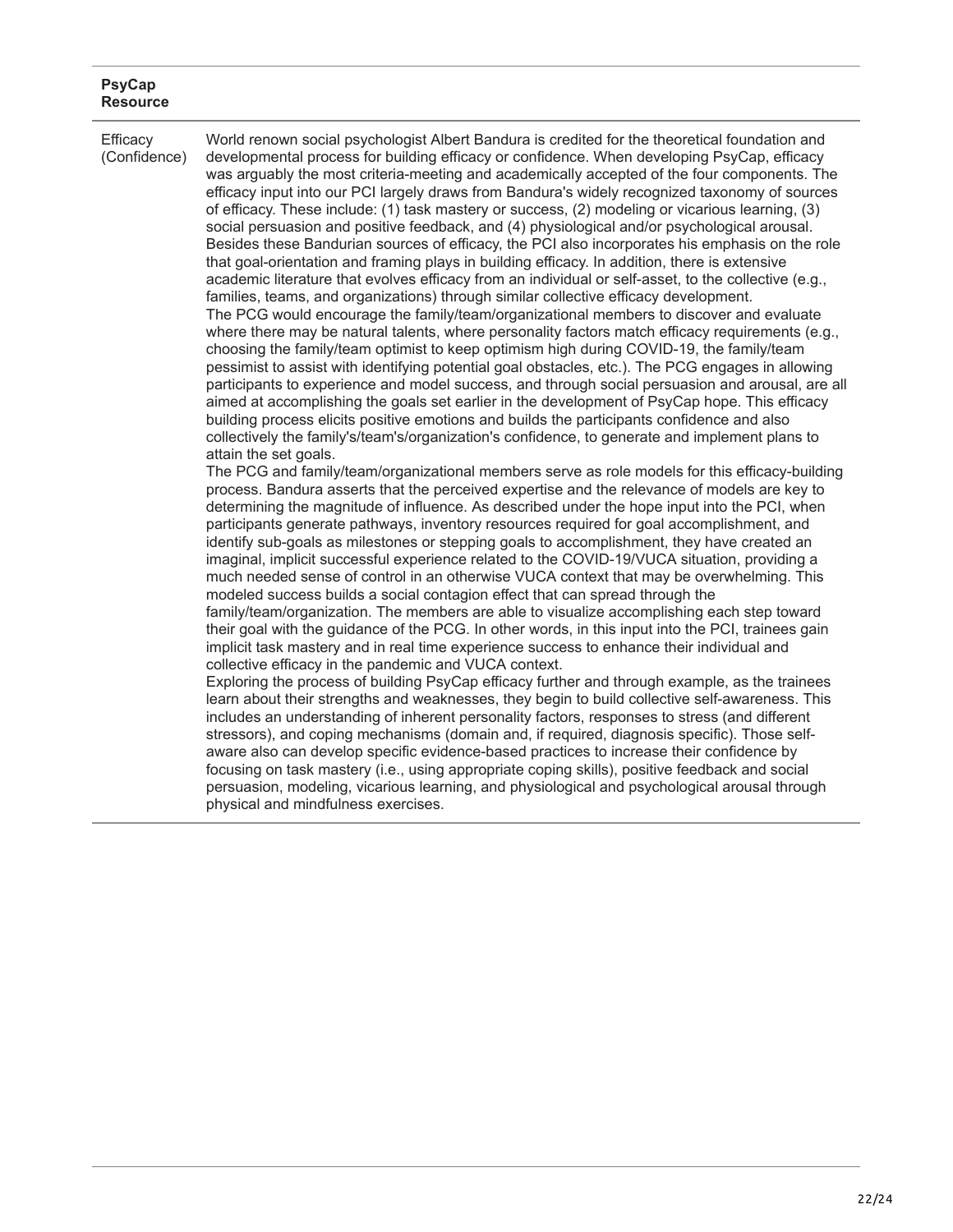| PsyCap Resource | |
|---|---|
| Efficacy (Confidence) | World renown social psychologist Albert Bandura is credited for the theoretical foundation and developmental process for building efficacy or confidence. When developing PsyCap, efficacy was arguably the most criteria-meeting and academically accepted of the four components. The efficacy input into our PCI largely draws from Bandura's widely recognized taxonomy of sources of efficacy. These include: (1) task mastery or success, (2) modeling or vicarious learning, (3) social persuasion and positive feedback, and (4) physiological and/or psychological arousal. Besides these Bandurian sources of efficacy, the PCI also incorporates his emphasis on the role that goal-orientation and framing plays in building efficacy. In addition, there is extensive academic literature that evolves efficacy from an individual or self-asset, to the collective (e.g., families, teams, and organizations) through similar collective efficacy development. The PCG would encourage the family/team/organizational members to discover and evaluate where there may be natural talents, where personality factors match efficacy requirements (e.g., choosing the family/team optimist to keep optimism high during COVID-19, the family/team pessimist to assist with identifying potential goal obstacles, etc.). The PCG engages in allowing participants to experience and model success, and through social persuasion and arousal, are all aimed at accomplishing the goals set earlier in the development of PsyCap hope. This efficacy building process elicits positive emotions and builds the participants confidence and also collectively the family's/team's/organization's confidence, to generate and implement plans to attain the set goals. The PCG and family/team/organizational members serve as role models for this efficacy-building process. Bandura asserts that the perceived expertise and the relevance of models are key to determining the magnitude of influence. As described under the hope input into the PCI, when participants generate pathways, inventory resources required for goal accomplishment, and identify sub-goals as milestones or stepping goals to accomplishment, they have created an imaginal, implicit successful experience related to the COVID-19/VUCA situation, providing a much needed sense of control in an otherwise VUCA context that may be overwhelming. This modeled success builds a social contagion effect that can spread through the family/team/organization. The members are able to visualize accomplishing each step toward their goal with the guidance of the PCG. In other words, in this input into the PCI, trainees gain implicit task mastery and in real time experience success to enhance their individual and collective efficacy in the pandemic and VUCA context. Exploring the process of building PsyCap efficacy further and through example, as the trainees learn about their strengths and weaknesses, they begin to build collective self-awareness. This includes an understanding of inherent personality factors, responses to stress (and different stressors), and coping mechanisms (domain and, if required, diagnosis specific). Those self-aware also can develop specific evidence-based practices to increase their confidence by focusing on task mastery (i.e., using appropriate coping skills), positive feedback and social persuasion, modeling, vicarious learning, and physiological and psychological arousal through physical and mindfulness exercises. |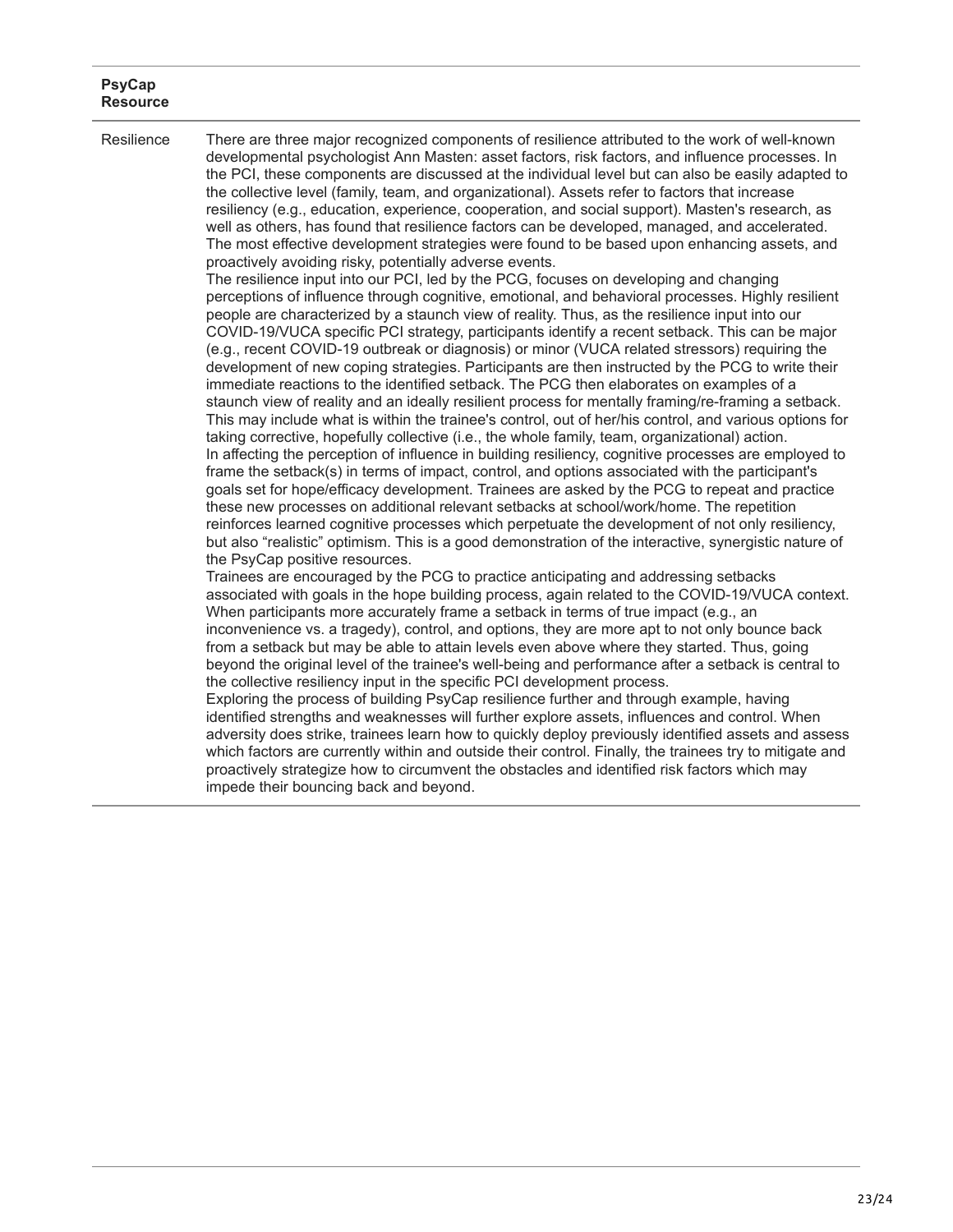| PsyCap Resource | |
| --- | --- |
| Resilience | There are three major recognized components of resilience attributed to the work of well-known developmental psychologist Ann Masten: asset factors, risk factors, and influence processes. In the PCI, these components are discussed at the individual level but can also be easily adapted to the collective level (family, team, and organizational). Assets refer to factors that increase resiliency (e.g., education, experience, cooperation, and social support). Masten's research, as well as others, has found that resilience factors can be developed, managed, and accelerated. The most effective development strategies were found to be based upon enhancing assets, and proactively avoiding risky, potentially adverse events.<br>The resilience input into our PCI, led by the PCG, focuses on developing and changing perceptions of influence through cognitive, emotional, and behavioral processes. Highly resilient people are characterized by a staunch view of reality. Thus, as the resilience input into our COVID-19/VUCA specific PCI strategy, participants identify a recent setback. This can be major (e.g., recent COVID-19 outbreak or diagnosis) or minor (VUCA related stressors) requiring the development of new coping strategies. Participants are then instructed by the PCG to write their immediate reactions to the identified setback. The PCG then elaborates on examples of a staunch view of reality and an ideally resilient process for mentally framing/re-framing a setback. This may include what is within the trainee's control, out of her/his control, and various options for taking corrective, hopefully collective (i.e., the whole family, team, organizational) action.<br>In affecting the perception of influence in building resiliency, cognitive processes are employed to frame the setback(s) in terms of impact, control, and options associated with the participant's goals set for hope/efficacy development. Trainees are asked by the PCG to repeat and practice these new processes on additional relevant setbacks at school/work/home. The repetition reinforces learned cognitive processes which perpetuate the development of not only resiliency, but also "realistic" optimism. This is a good demonstration of the interactive, synergistic nature of the PsyCap positive resources.<br>Trainees are encouraged by the PCG to practice anticipating and addressing setbacks associated with goals in the hope building process, again related to the COVID-19/VUCA context. When participants more accurately frame a setback in terms of true impact (e.g., an inconvenience vs. a tragedy), control, and options, they are more apt to not only bounce back from a setback but may be able to attain levels even above where they started. Thus, going beyond the original level of the trainee's well-being and performance after a setback is central to the collective resiliency input in the specific PCI development process.<br>Exploring the process of building PsyCap resilience further and through example, having identified strengths and weaknesses will further explore assets, influences and control. When adversity does strike, trainees learn how to quickly deploy previously identified assets and assess which factors are currently within and outside their control. Finally, the trainees try to mitigate and proactively strategize how to circumvent the obstacles and identified risk factors which may impede their bouncing back and beyond. |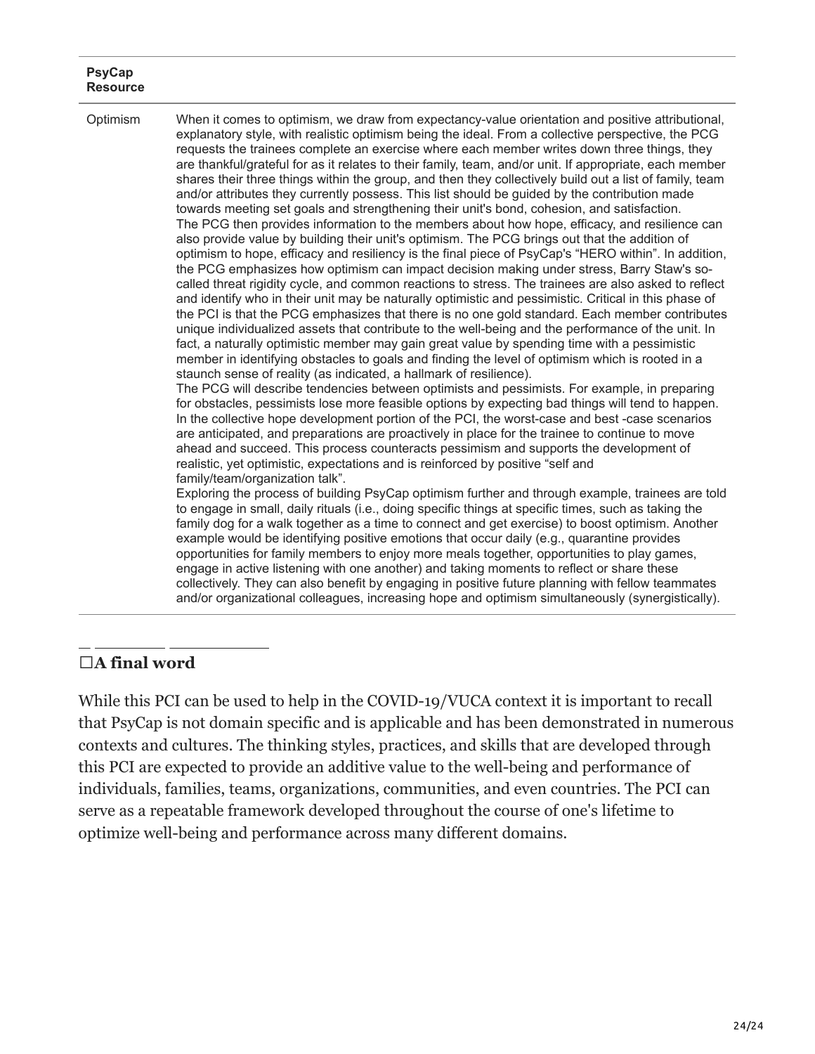| PsyCap Resource | |
|---|---|
| Optimism | When it comes to optimism, we draw from expectancy-value orientation and positive attributional, explanatory style, with realistic optimism being the ideal. From a collective perspective, the PCG requests the trainees complete an exercise where each member writes down three things, they are thankful/grateful for as it relates to their family, team, and/or unit. If appropriate, each member shares their three things within the group, and then they collectively build out a list of family, team and/or attributes they currently possess. This list should be guided by the contribution made towards meeting set goals and strengthening their unit's bond, cohesion, and satisfaction. The PCG then provides information to the members about how hope, efficacy, and resilience can also provide value by building their unit's optimism. The PCG brings out that the addition of optimism to hope, efficacy and resiliency is the final piece of PsyCap's "HERO within". In addition, the PCG emphasizes how optimism can impact decision making under stress, Barry Staw's so-called threat rigidity cycle, and common reactions to stress. The trainees are also asked to reflect and identify who in their unit may be naturally optimistic and pessimistic. Critical in this phase of the PCI is that the PCG emphasizes that there is no one gold standard. Each member contributes unique individualized assets that contribute to the well-being and the performance of the unit. In fact, a naturally optimistic member may gain great value by spending time with a pessimistic member in identifying obstacles to goals and finding the level of optimism which is rooted in a staunch sense of reality (as indicated, a hallmark of resilience). The PCG will describe tendencies between optimists and pessimists. For example, in preparing for obstacles, pessimists lose more feasible options by expecting bad things will tend to happen. In the collective hope development portion of the PCI, the worst-case and best -case scenarios are anticipated, and preparations are proactively in place for the trainee to continue to move ahead and succeed. This process counteracts pessimism and supports the development of realistic, yet optimistic, expectations and is reinforced by positive "self and family/team/organization talk". Exploring the process of building PsyCap optimism further and through example, trainees are told to engage in small, daily rituals (i.e., doing specific things at specific times, such as taking the family dog for a walk together as a time to connect and get exercise) to boost optimism. Another example would be identifying positive emotions that occur daily (e.g., quarantine provides opportunities for family members to enjoy more meals together, opportunities to play games, engage in active listening with one another) and taking moments to reflect or share these collectively. They can also benefit by engaging in positive future planning with fellow teammates and/or organizational colleagues, increasing hope and optimism simultaneously (synergistically). |

## A final word

While this PCI can be used to help in the COVID-19/VUCA context it is important to recall that PsyCap is not domain specific and is applicable and has been demonstrated in numerous contexts and cultures. The thinking styles, practices, and skills that are developed through this PCI are expected to provide an additive value to the well-being and performance of individuals, families, teams, organizations, communities, and even countries. The PCI can serve as a repeatable framework developed throughout the course of one's lifetime to optimize well-being and performance across many different domains.